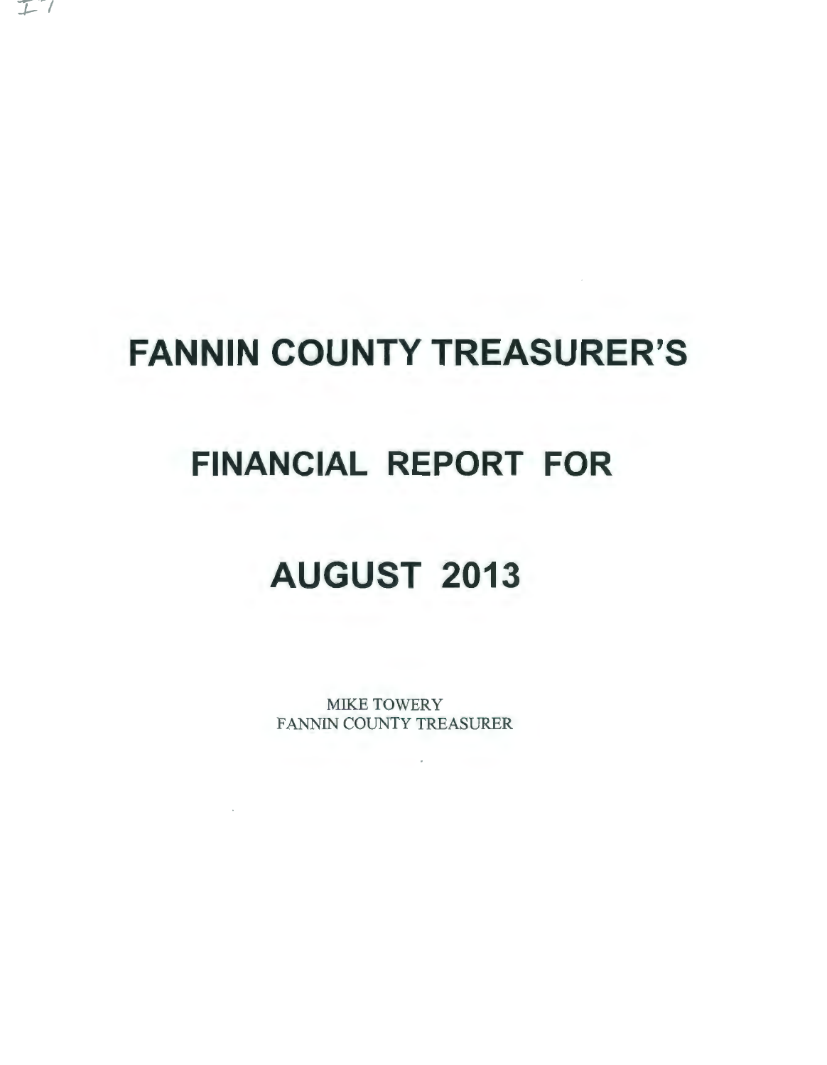# FANNIN COUNTY TREASURER'S

# FINANCIAL REPORT FOR

# AUGUST 2013

MIKE TOWERY
FANNIN COUNTY TREASURER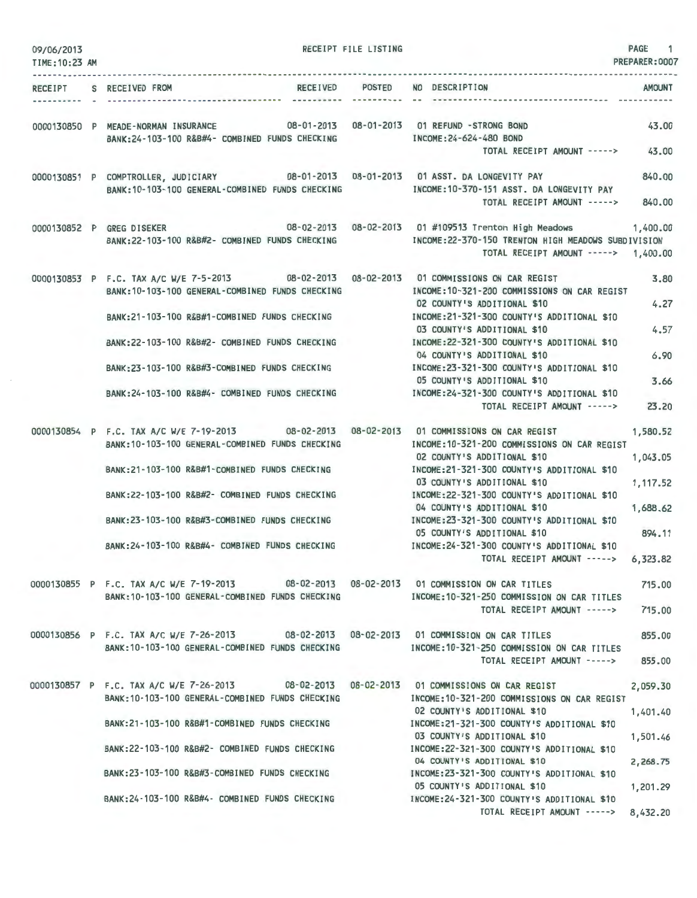09/06/2013 RECEIPT FILE LISTING PAGE 1
TIME:10:23 AM PREPARER:0007

| RECEIPT | S | RECEIVED FROM | RECEIVED | POSTED | NO | DESCRIPTION | AMOUNT |
|---|---|---|---|---|---|---|---|
| 0000130850 | P | MEADE-NORMAN INSURANCE | 08-01-2013 | 08-01-2013 | 01 | REFUND -STRONG BOND | 43.00 |
| | | BANK:24-103-100 R&B#4- COMBINED FUNDS CHECKING | | | | INCOME:24-624-480 BOND | |
| | | | | | | TOTAL RECEIPT AMOUNT -----> | 43.00 |
| 0000130851 | P | COMPTROLLER, JUDICIARY | 08-01-2013 | 08-01-2013 | 01 | ASST. DA LONGEVITY PAY | 840.00 |
| | | BANK:10-103-100 GENERAL-COMBINED FUNDS CHECKING | | | | INCOME:10-370-151 ASST. DA LONGEVITY PAY | |
| | | | | | | TOTAL RECEIPT AMOUNT -----> | 840.00 |
| 0000130852 | P | GREG DISEKER | 08-02-2013 | 08-02-2013 | 01 | #109513 Trenton High Meadows | 1,400.00 |
| | | BANK:22-103-100 R&B#2- COMBINED FUNDS CHECKING | | | | INCOME:22-370-150 TRENTON HIGH MEADOWS SUBDIVISION | |
| | | | | | | TOTAL RECEIPT AMOUNT -----> | 1,400.00 |
| 0000130853 | P | F.C. TAX A/C W/E 7-5-2013 | 08-02-2013 | 08-02-2013 | 01 | COMMISSIONS ON CAR REGIST | 3.80 |
| | | BANK:10-103-100 GENERAL-COMBINED FUNDS CHECKING | | | | INCOME:10-321-200 COMMISSIONS ON CAR REGIST | |
| | | | | | 02 | COUNTY'S ADDITIONAL $10 | 4.27 |
| | | BANK:21-103-100 R&B#1-COMBINED FUNDS CHECKING | | | | INCOME:21-321-300 COUNTY'S ADDITIONAL $10 | |
| | | | | | 03 | COUNTY'S ADDITIONAL $10 | 4.57 |
| | | BANK:22-103-100 R&B#2- COMBINED FUNDS CHECKING | | | | INCOME:22-321-300 COUNTY'S ADDITIONAL $10 | |
| | | | | | 04 | COUNTY'S ADDITIONAL $10 | 6.90 |
| | | BANK:23-103-100 R&B#3-COMBINED FUNDS CHECKING | | | | INCOME:23-321-300 COUNTY'S ADDITIONAL $10 | |
| | | | | | 05 | COUNTY'S ADDITIONAL $10 | 3.66 |
| | | BANK:24-103-100 R&B#4- COMBINED FUNDS CHECKING | | | | INCOME:24-321-300 COUNTY'S ADDITIONAL $10 | |
| | | | | | | TOTAL RECEIPT AMOUNT -----> | 23.20 |
| 0000130854 | P | F.C. TAX A/C W/E 7-19-2013 | 08-02-2013 | 08-02-2013 | 01 | COMMISSIONS ON CAR REGIST | 1,580.52 |
| | | BANK:10-103-100 GENERAL-COMBINED FUNDS CHECKING | | | | INCOME:10-321-200 COMMISSIONS ON CAR REGIST | |
| | | | | | 02 | COUNTY'S ADDITIONAL $10 | 1,043.05 |
| | | BANK:21-103-100 R&B#1-COMBINED FUNDS CHECKING | | | | INCOME:21-321-300 COUNTY'S ADDITIONAL $10 | |
| | | | | | 03 | COUNTY'S ADDITIONAL $10 | 1,117.52 |
| | | BANK:22-103-100 R&B#2- COMBINED FUNDS CHECKING | | | | INCOME:22-321-300 COUNTY'S ADDITIONAL $10 | |
| | | | | | 04 | COUNTY'S ADDITIONAL $10 | 1,688.62 |
| | | BANK:23-103-100 R&B#3-COMBINED FUNDS CHECKING | | | | INCOME:23-321-300 COUNTY'S ADDITIONAL $10 | |
| | | | | | 05 | COUNTY'S ADDITIONAL $10 | 894.11 |
| | | BANK:24-103-100 R&B#4- COMBINED FUNDS CHECKING | | | | INCOME:24-321-300 COUNTY'S ADDITIONAL $10 | |
| | | | | | | TOTAL RECEIPT AMOUNT -----> | 6,323.82 |
| 0000130855 | P | F.C. TAX A/C W/E 7-19-2013 | 08-02-2013 | 08-02-2013 | 01 | COMMISSION ON CAR TITLES | 715.00 |
| | | BANK:10-103-100 GENERAL-COMBINED FUNDS CHECKING | | | | INCOME:10-321-250 COMMISSION ON CAR TITLES | |
| | | | | | | TOTAL RECEIPT AMOUNT -----> | 715.00 |
| 0000130856 | P | F.C. TAX A/C W/E 7-26-2013 | 08-02-2013 | 08-02-2013 | 01 | COMMISSION ON CAR TITLES | 855.00 |
| | | BANK:10-103-100 GENERAL-COMBINED FUNDS CHECKING | | | | INCOME:10-321-250 COMMISSION ON CAR TITLES | |
| | | | | | | TOTAL RECEIPT AMOUNT -----> | 855.00 |
| 0000130857 | P | F.C. TAX A/C W/E 7-26-2013 | 08-02-2013 | 08-02-2013 | 01 | COMMISSIONS ON CAR REGIST | 2,059.30 |
| | | BANK:10-103-100 GENERAL-COMBINED FUNDS CHECKING | | | | INCOME:10-321-200 COMMISSIONS ON CAR REGIST | |
| | | | | | 02 | COUNTY'S ADDITIONAL $10 | 1,401.40 |
| | | BANK:21-103-100 R&B#1-COMBINED FUNDS CHECKING | | | | INCOME:21-321-300 COUNTY'S ADDITIONAL $10 | |
| | | | | | 03 | COUNTY'S ADDITIONAL $10 | 1,501.46 |
| | | BANK:22-103-100 R&B#2- COMBINED FUNDS CHECKING | | | | INCOME:22-321-300 COUNTY'S ADDITIONAL $10 | |
| | | | | | 04 | COUNTY'S ADDITIONAL $10 | 2,268.75 |
| | | BANK:23-103-100 R&B#3-COMBINED FUNDS CHECKING | | | | INCOME:23-321-300 COUNTY'S ADDITIONAL $10 | |
| | | | | | 05 | COUNTY'S ADDITIONAL $10 | 1,201.29 |
| | | BANK:24-103-100 R&B#4- COMBINED FUNDS CHECKING | | | | INCOME:24-321-300 COUNTY'S ADDITIONAL $10 | |
| | | | | | | TOTAL RECEIPT AMOUNT -----> | 8,432.20 |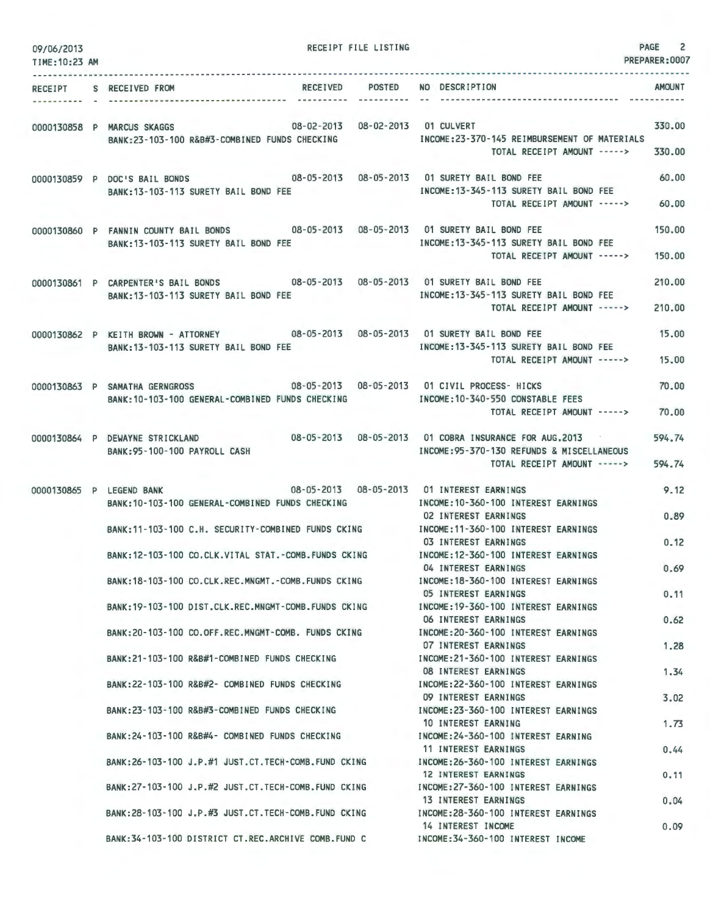RECEIPT FILE LISTING

09/06/2013
TIME:10:23 AM
PREPARER:0007

| RECEIPT | S | RECEIVED FROM | RECEIVED | POSTED | NO | DESCRIPTION | AMOUNT |
|---|---|---|---|---|---|---|---|
| 0000130858 | P | MARCUS SKAGGS | 08-02-2013 | 08-02-2013 | 01 | CULVERT | 330.00 |
| | | BANK:23-103-100 R&B#3-COMBINED FUNDS CHECKING | | | | INCOME:23-370-145 REIMBURSEMENT OF MATERIALS | |
| | | | | | | TOTAL RECEIPT AMOUNT -----> | 330.00 |
| 0000130859 | P | DOC'S BAIL BONDS | 08-05-2013 | 08-05-2013 | 01 | SURETY BAIL BOND FEE | 60.00 |
| | | BANK:13-103-113 SURETY BAIL BOND FEE | | | | INCOME:13-345-113 SURETY BAIL BOND FEE | |
| | | | | | | TOTAL RECEIPT AMOUNT -----> | 60.00 |
| 0000130860 | P | FANNIN COUNTY BAIL BONDS | 08-05-2013 | 08-05-2013 | 01 | SURETY BAIL BOND FEE | 150.00 |
| | | BANK:13-103-113 SURETY BAIL BOND FEE | | | | INCOME:13-345-113 SURETY BAIL BOND FEE | |
| | | | | | | TOTAL RECEIPT AMOUNT -----> | 150.00 |
| 0000130861 | P | CARPENTER'S BAIL BONDS | 08-05-2013 | 08-05-2013 | 01 | SURETY BAIL BOND FEE | 210.00 |
| | | BANK:13-103-113 SURETY BAIL BOND FEE | | | | INCOME:13-345-113 SURETY BAIL BOND FEE | |
| | | | | | | TOTAL RECEIPT AMOUNT -----> | 210.00 |
| 0000130862 | P | KEITH BROWN - ATTORNEY | 08-05-2013 | 08-05-2013 | 01 | SURETY BAIL BOND FEE | 15.00 |
| | | BANK:13-103-113 SURETY BAIL BOND FEE | | | | INCOME:13-345-113 SURETY BAIL BOND FEE | |
| | | | | | | TOTAL RECEIPT AMOUNT -----> | 15.00 |
| 0000130863 | P | SAMATHA GERNGROSS | 08-05-2013 | 08-05-2013 | 01 | CIVIL PROCESS- HICKS | 70.00 |
| | | BANK:10-103-100 GENERAL-COMBINED FUNDS CHECKING | | | | INCOME:10-340-550 CONSTABLE FEES | |
| | | | | | | TOTAL RECEIPT AMOUNT -----> | 70.00 |
| 0000130864 | P | DEWAYNE STRICKLAND | 08-05-2013 | 08-05-2013 | 01 | COBRA INSURANCE FOR AUG.2013 | 594.74 |
| | | BANK:95-100-100 PAYROLL CASH | | | | INCOME:95-370-130 REFUNDS & MISCELLANEOUS | |
| | | | | | | TOTAL RECEIPT AMOUNT -----> | 594.74 |
| 0000130865 | P | LEGEND BANK | 08-05-2013 | 08-05-2013 | 01 | INTEREST EARNINGS | 9.12 |
| | | BANK:10-103-100 GENERAL-COMBINED FUNDS CHECKING | | | | INCOME:10-360-100 INTEREST EARNINGS | |
| | | | | | 02 | INTEREST EARNINGS | 0.89 |
| | | BANK:11-103-100 C.H. SECURITY-COMBINED FUNDS CKING | | | | INCOME:11-360-100 INTEREST EARNINGS | |
| | | | | | 03 | INTEREST EARNINGS | 0.12 |
| | | BANK:12-103-100 CO.CLK.VITAL STAT.-COMB.FUNDS CKING | | | | INCOME:12-360-100 INTEREST EARNINGS | |
| | | | | | 04 | INTEREST EARNINGS | 0.69 |
| | | BANK:18-103-100 CO.CLK.REC.MNGMT.-COMB.FUNDS CKING | | | | INCOME:18-360-100 INTEREST EARNINGS | |
| | | | | | 05 | INTEREST EARNINGS | 0.11 |
| | | BANK:19-103-100 DIST.CLK.REC.MNGMT-COMB.FUNDS CKING | | | | INCOME:19-360-100 INTEREST EARNINGS | |
| | | | | | 06 | INTEREST EARNINGS | 0.62 |
| | | BANK:20-103-100 CO.OFF.REC.MNGMT-COMB. FUNDS CKING | | | | INCOME:20-360-100 INTEREST EARNINGS | |
| | | | | | 07 | INTEREST EARNINGS | 1.28 |
| | | BANK:21-103-100 R&B#1-COMBINED FUNDS CHECKING | | | | INCOME:21-360-100 INTEREST EARNINGS | |
| | | | | | 08 | INTEREST EARNINGS | 1.34 |
| | | BANK:22-103-100 R&B#2- COMBINED FUNDS CHECKING | | | | INCOME:22-360-100 INTEREST EARNINGS | |
| | | | | | 09 | INTEREST EARNINGS | 3.02 |
| | | BANK:23-103-100 R&B#3-COMBINED FUNDS CHECKING | | | | INCOME:23-360-100 INTEREST EARNINGS | |
| | | | | | 10 | INTEREST EARNING | 1.73 |
| | | BANK:24-103-100 R&B#4- COMBINED FUNDS CHECKING | | | | INCOME:24-360-100 INTEREST EARNING | |
| | | | | | 11 | INTEREST EARNINGS | 0.44 |
| | | BANK:26-103-100 J.P.#1 JUST.CT.TECH-COMB.FUND CKING | | | | INCOME:26-360-100 INTEREST EARNINGS | |
| | | | | | 12 | INTEREST EARNINGS | 0.11 |
| | | BANK:27-103-100 J.P.#2 JUST.CT.TECH-COMB.FUND CKING | | | | INCOME:27-360-100 INTEREST EARNINGS | |
| | | | | | 13 | INTEREST EARNINGS | 0.04 |
| | | BANK:28-103-100 J.P.#3 JUST.CT.TECH-COMB.FUND CKING | | | | INCOME:28-360-100 INTEREST EARNINGS | |
| | | | | | 14 | INTEREST INCOME | 0.09 |
| | | BANK:34-103-100 DISTRICT CT.REC.ARCHIVE COMB.FUND C | | | | INCOME:34-360-100 INTEREST INCOME | |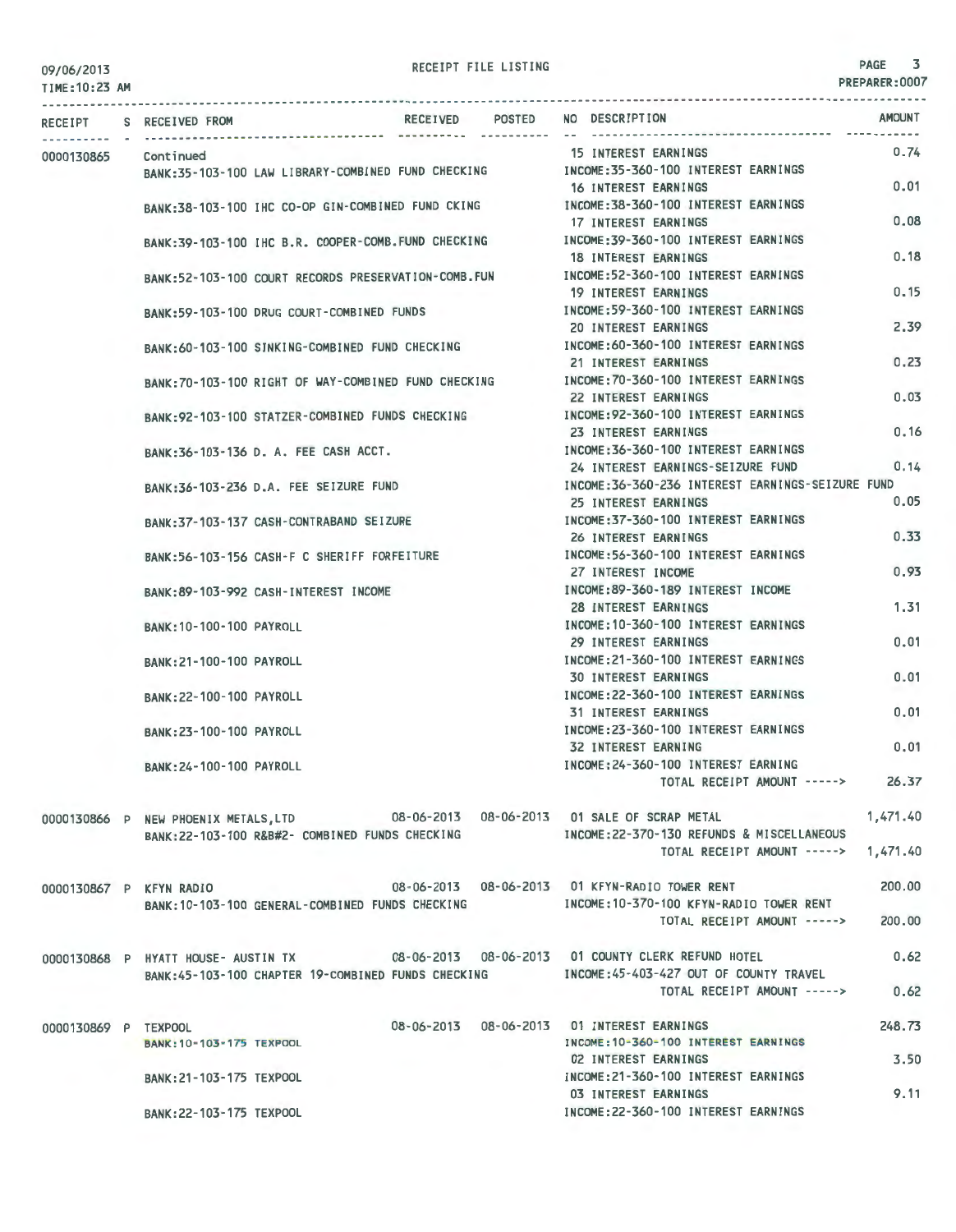09/06/2013
TIME:10:23 AM

RECEIPT FILE LISTING

PREPARER:0007

| RECEIPT | S | RECEIVED FROM | RECEIVED | POSTED | NO DESCRIPTION | AMOUNT |
|---|---|---|---|---|---|---|
| 0000130865 | | Continued | | | 15 INTEREST EARNINGS | 0.74 |
| | | BANK:35-103-100 LAW LIBRARY-COMBINED FUND CHECKING | | | INCOME:35-360-100 INTEREST EARNINGS | |
| | | | | | 16 INTEREST EARNINGS | 0.01 |
| | | BANK:38-103-100 IHC CO-OP GIN-COMBINED FUND CKING | | | INCOME:38-360-100 INTEREST EARNINGS | |
| | | | | | 17 INTEREST EARNINGS | 0.08 |
| | | BANK:39-103-100 IHC B.R. COOPER-COMB.FUND CHECKING | | | INCOME:39-360-100 INTEREST EARNINGS | |
| | | | | | 18 INTEREST EARNINGS | 0.18 |
| | | BANK:52-103-100 COURT RECORDS PRESERVATION-COMB.FUN | | | INCOME:52-360-100 INTEREST EARNINGS | |
| | | | | | 19 INTEREST EARNINGS | 0.15 |
| | | BANK:59-103-100 DRUG COURT-COMBINED FUNDS | | | INCOME:59-360-100 INTEREST EARNINGS | |
| | | | | | 20 INTEREST EARNINGS | 2.39 |
| | | BANK:60-103-100 SINKING-COMBINED FUND CHECKING | | | INCOME:60-360-100 INTEREST EARNINGS | |
| | | | | | 21 INTEREST EARNINGS | 0.23 |
| | | BANK:70-103-100 RIGHT OF WAY-COMBINED FUND CHECKING | | | INCOME:70-360-100 INTEREST EARNINGS | |
| | | | | | 22 INTEREST EARNINGS | 0.03 |
| | | BANK:92-103-100 STATZER-COMBINED FUNDS CHECKING | | | INCOME:92-360-100 INTEREST EARNINGS | |
| | | | | | 23 INTEREST EARNINGS | 0.16 |
| | | BANK:36-103-136 D. A. FEE CASH ACCT. | | | INCOME:36-360-100 INTEREST EARNINGS | |
| | | | | | 24 INTEREST EARNINGS-SEIZURE FUND | 0.14 |
| | | BANK:36-103-236 D.A. FEE SEIZURE FUND | | | INCOME:36-360-236 INTEREST EARNINGS-SEIZURE FUND | |
| | | | | | 25 INTEREST EARNINGS | 0.05 |
| | | BANK:37-103-137 CASH-CONTRABAND SEIZURE | | | INCOME:37-360-100 INTEREST EARNINGS | |
| | | | | | 26 INTEREST EARNINGS | 0.33 |
| | | BANK:56-103-156 CASH-F C SHERIFF FORFEITURE | | | INCOME:56-360-100 INTEREST EARNINGS | |
| | | | | | 27 INTEREST INCOME | 0.93 |
| | | BANK:89-103-992 CASH-INTEREST INCOME | | | INCOME:89-360-189 INTEREST INCOME | |
| | | | | | 28 INTEREST EARNINGS | 1.31 |
| | | BANK:10-100-100 PAYROLL | | | INCOME:10-360-100 INTEREST EARNINGS | |
| | | | | | 29 INTEREST EARNINGS | 0.01 |
| | | BANK:21-100-100 PAYROLL | | | INCOME:21-360-100 INTEREST EARNINGS | |
| | | | | | 30 INTEREST EARNINGS | 0.01 |
| | | BANK:22-100-100 PAYROLL | | | INCOME:22-360-100 INTEREST EARNINGS | |
| | | | | | 31 INTEREST EARNINGS | 0.01 |
| | | BANK:23-100-100 PAYROLL | | | INCOME:23-360-100 INTEREST EARNINGS | |
| | | | | | 32 INTEREST EARNING | 0.01 |
| | | BANK:24-100-100 PAYROLL | | | INCOME:24-360-100 INTEREST EARNING | |
| | | | | | TOTAL RECEIPT AMOUNT -----> | 26.37 |
| 0000130866 | P | NEW PHOENIX METALS,LTD | 08-06-2013 | 08-06-2013 | 01 SALE OF SCRAP METAL | 1,471.40 |
| | | BANK:22-103-100 R&B#2- COMBINED FUNDS CHECKING | | | INCOME:22-370-130 REFUNDS & MISCELLANEOUS | |
| | | | | | TOTAL RECEIPT AMOUNT -----> | 1,471.40 |
| 0000130867 | P | KFYN RADIO | 08-06-2013 | 08-06-2013 | 01 KFYN-RADIO TOWER RENT | 200.00 |
| | | BANK:10-103-100 GENERAL-COMBINED FUNDS CHECKING | | | INCOME:10-370-100 KFYN-RADIO TOWER RENT | |
| | | | | | TOTAL RECEIPT AMOUNT -----> | 200.00 |
| 0000130868 | P | HYATT HOUSE- AUSTIN TX | 08-06-2013 | 08-06-2013 | 01 COUNTY CLERK REFUND HOTEL | 0.62 |
| | | BANK:45-103-100 CHAPTER 19-COMBINED FUNDS CHECKING | | | INCOME:45-403-427 OUT OF COUNTY TRAVEL | |
| | | | | | TOTAL RECEIPT AMOUNT -----> | 0.62 |
| 0000130869 | P | TEXPOOL | 08-06-2013 | 08-06-2013 | 01 INTEREST EARNINGS | 248.73 |
| | | BANK:10-103-175 TEXPOOL | | | INCOME:10-360-100 INTEREST EARNINGS | |
| | | | | | 02 INTEREST EARNINGS | 3.50 |
| | | BANK:21-103-175 TEXPOOL | | | INCOME:21-360-100 INTEREST EARNINGS | |
| | | | | | 03 INTEREST EARNINGS | 9.11 |
| | | BANK:22-103-175 TEXPOOL | | | INCOME:22-360-100 INTEREST EARNINGS | |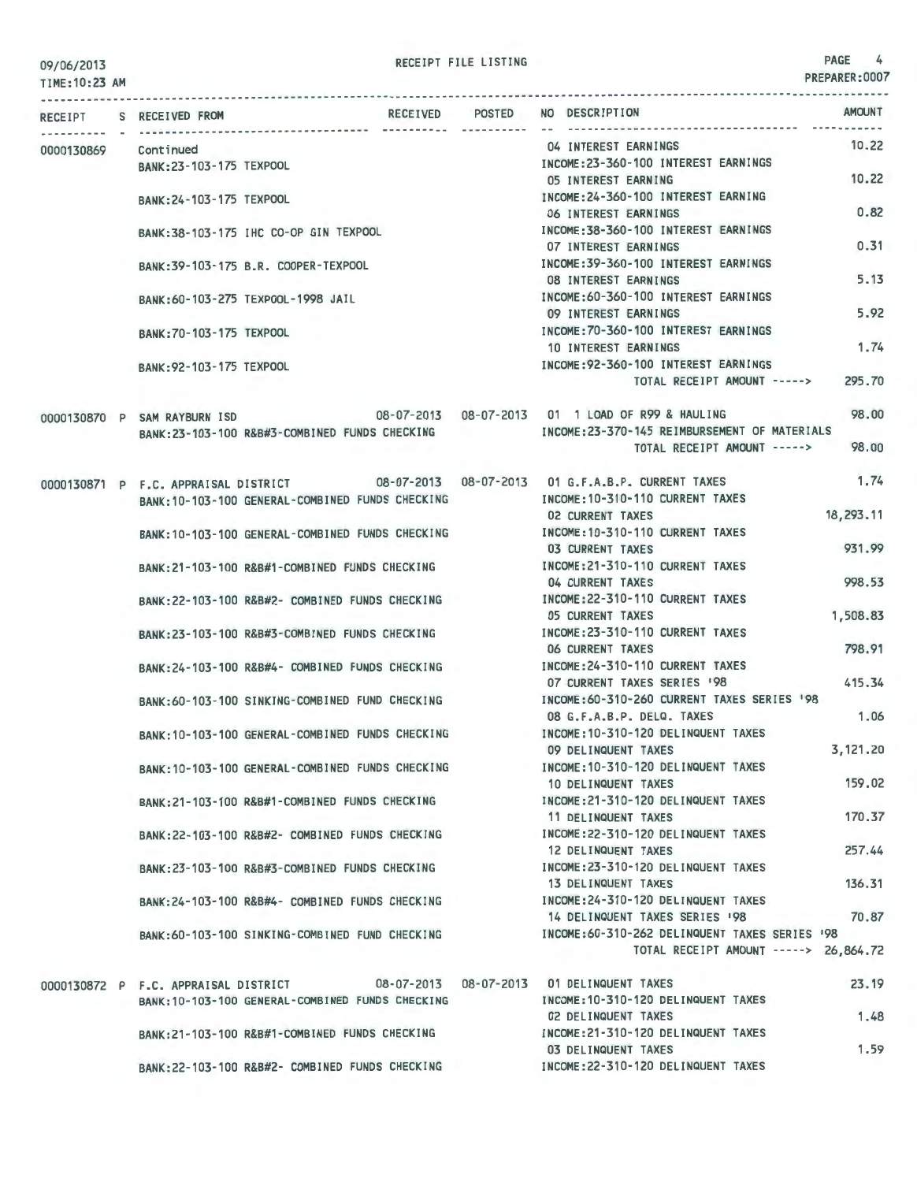RECEIPT FILE LISTING

| RECEIPT | S | RECEIVED FROM | RECEIVED | POSTED | NO | DESCRIPTION | AMOUNT |
|---|---|---|---|---|---|---|---|
| 0000130869 | | Continued | | | 04 | INTEREST EARNINGS | 10.22 |
| | | BANK:23-103-175 TEXPOOL | | | | INCOME:23-360-100 INTEREST EARNINGS | |
| | | | | | 05 | INTEREST EARNING | 10.22 |
| | | BANK:24-103-175 TEXPOOL | | | | INCOME:24-360-100 INTEREST EARNING | |
| | | | | | 06 | INTEREST EARNINGS | 0.82 |
| | | BANK:38-103-175 IHC CO-OP GIN TEXPOOL | | | | INCOME:38-360-100 INTEREST EARNINGS | |
| | | | | | 07 | INTEREST EARNINGS | 0.31 |
| | | BANK:39-103-175 B.R. COOPER-TEXPOOL | | | | INCOME:39-360-100 INTEREST EARNINGS | |
| | | | | | 08 | INTEREST EARNINGS | 5.13 |
| | | BANK:60-103-275 TEXPOOL-1998 JAIL | | | | INCOME:60-360-100 INTEREST EARNINGS | |
| | | | | | 09 | INTEREST EARNINGS | 5.92 |
| | | BANK:70-103-175 TEXPOOL | | | | INCOME:70-360-100 INTEREST EARNINGS | |
| | | | | | 10 | INTEREST EARNINGS | 1.74 |
| | | BANK:92-103-175 TEXPOOL | | | | INCOME:92-360-100 INTEREST EARNINGS | |
| | | | | | | TOTAL RECEIPT AMOUNT -----> | 295.70 |
| 0000130870 | P | SAM RAYBURN ISD | 08-07-2013 | 08-07-2013 | 01 | 1 LOAD OF R99 & HAULING | 98.00 |
| | | BANK:23-103-100 R&B#3-COMBINED FUNDS CHECKING | | | | INCOME:23-370-145 REIMBURSEMENT OF MATERIALS | |
| | | | | | | TOTAL RECEIPT AMOUNT -----> | 98.00 |
| 0000130871 | P | F.C. APPRAISAL DISTRICT | 08-07-2013 | 08-07-2013 | 01 | G.F.A.B.P. CURRENT TAXES | 1.74 |
| | | BANK:10-103-100 GENERAL-COMBINED FUNDS CHECKING | | | | INCOME:10-310-110 CURRENT TAXES | |
| | | | | | 02 | CURRENT TAXES | 18,293.11 |
| | | BANK:10-103-100 GENERAL-COMBINED FUNDS CHECKING | | | | INCOME:10-310-110 CURRENT TAXES | |
| | | | | | 03 | CURRENT TAXES | 931.99 |
| | | BANK:21-103-100 R&B#1-COMBINED FUNDS CHECKING | | | | INCOME:21-310-110 CURRENT TAXES | |
| | | | | | 04 | CURRENT TAXES | 998.53 |
| | | BANK:22-103-100 R&B#2- COMBINED FUNDS CHECKING | | | | INCOME:22-310-110 CURRENT TAXES | |
| | | | | | 05 | CURRENT TAXES | 1,508.83 |
| | | BANK:23-103-100 R&B#3-COMBINED FUNDS CHECKING | | | | INCOME:23-310-110 CURRENT TAXES | |
| | | | | | 06 | CURRENT TAXES | 798.91 |
| | | BANK:24-103-100 R&B#4- COMBINED FUNDS CHECKING | | | | INCOME:24-310-110 CURRENT TAXES | |
| | | | | | 07 | CURRENT TAXES SERIES '98 | 415.34 |
| | | BANK:60-103-100 SINKING-COMBINED FUND CHECKING | | | | INCOME:60-310-260 CURRENT TAXES SERIES '98 | |
| | | | | | 08 | G.F.A.B.P. DELQ. TAXES | 1.06 |
| | | BANK:10-103-100 GENERAL-COMBINED FUNDS CHECKING | | | | INCOME:10-310-120 DELINQUENT TAXES | |
| | | | | | 09 | DELINQUENT TAXES | 3,121.20 |
| | | BANK:10-103-100 GENERAL-COMBINED FUNDS CHECKING | | | | INCOME:10-310-120 DELINQUENT TAXES | |
| | | | | | 10 | DELINQUENT TAXES | 159.02 |
| | | BANK:21-103-100 R&B#1-COMBINED FUNDS CHECKING | | | | INCOME:21-310-120 DELINQUENT TAXES | |
| | | | | | 11 | DELINQUENT TAXES | 170.37 |
| | | BANK:22-103-100 R&B#2- COMBINED FUNDS CHECKING | | | | INCOME:22-310-120 DELINQUENT TAXES | |
| | | | | | 12 | DELINQUENT TAXES | 257.44 |
| | | BANK:23-103-100 R&B#3-COMBINED FUNDS CHECKING | | | | INCOME:23-310-120 DELINQUENT TAXES | |
| | | | | | 13 | DELINQUENT TAXES | 136.31 |
| | | BANK:24-103-100 R&B#4- COMBINED FUNDS CHECKING | | | | INCOME:24-310-120 DELINQUENT TAXES | |
| | | | | | 14 | DELINQUENT TAXES SERIES '98 | 70.87 |
| | | BANK:60-103-100 SINKING-COMBINED FUND CHECKING | | | | INCOME:60-310-262 DELINQUENT TAXES SERIES '98 | |
| | | | | | | TOTAL RECEIPT AMOUNT -----> | 26,864.72 |
| 0000130872 | P | F.C. APPRAISAL DISTRICT | 08-07-2013 | 08-07-2013 | 01 | DELINQUENT TAXES | 23.19 |
| | | BANK:10-103-100 GENERAL-COMBINED FUNDS CHECKING | | | | INCOME:10-310-120 DELINQUENT TAXES | |
| | | | | | 02 | DELINQUENT TAXES | 1.48 |
| | | BANK:21-103-100 R&B#1-COMBINED FUNDS CHECKING | | | | INCOME:21-310-120 DELINQUENT TAXES | |
| | | | | | 03 | DELINQUENT TAXES | 1.59 |
| | | BANK:22-103-100 R&B#2- COMBINED FUNDS CHECKING | | | | INCOME:22-310-120 DELINQUENT TAXES | |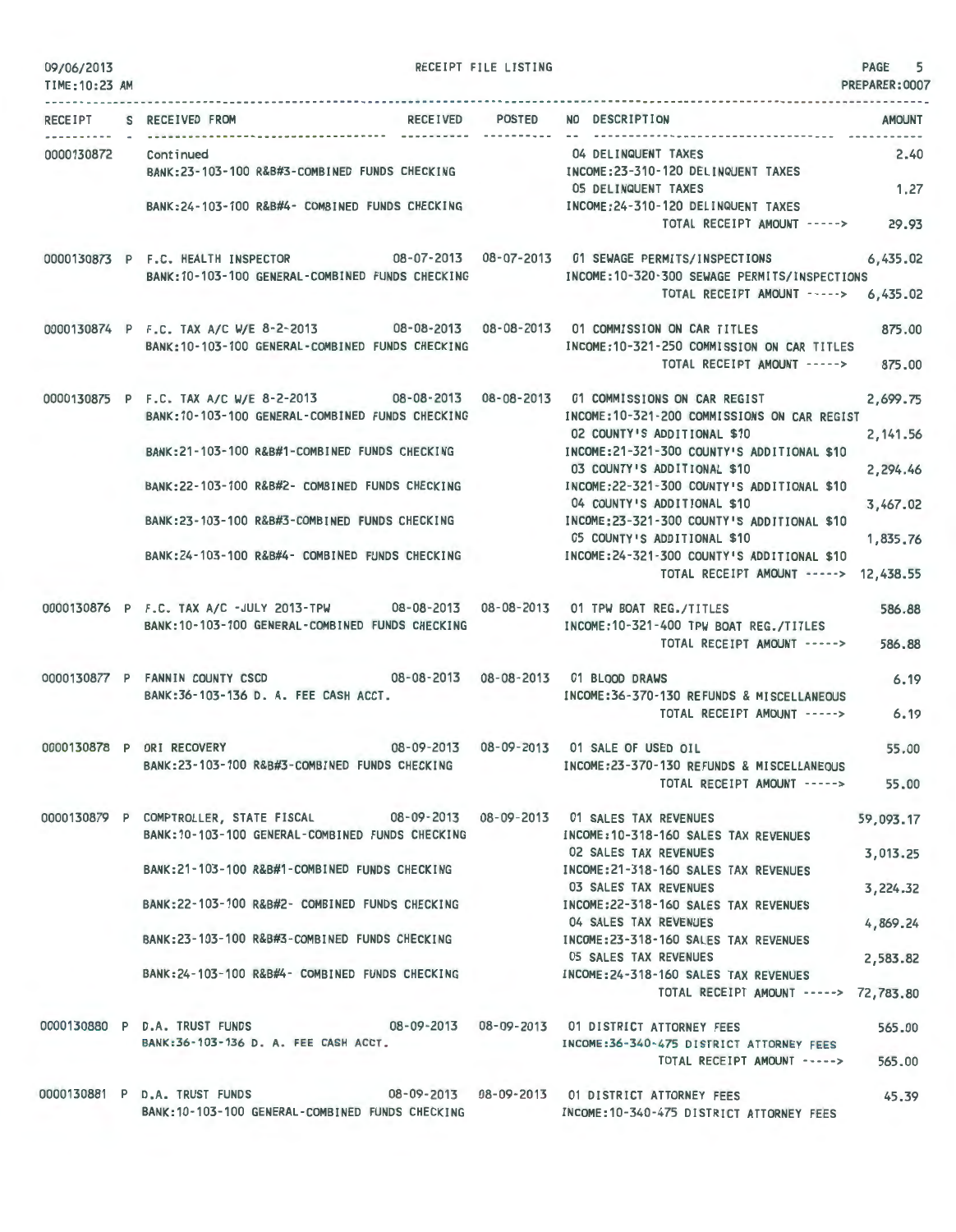09/06/2013 RECEIPT FILE LISTING PAGE 5
TIME:10:23 AM PREPARER:0007

| RECEIPT | S | RECEIVED FROM | RECEIVED | POSTED | NO DESCRIPTION | AMOUNT |
|---|---|---|---|---|---|---|
| 0000130872 | | Continued | | | 04 DELINQUENT TAXES | 2.40 |
| | | BANK:23-103-100 R&B#3-COMBINED FUNDS CHECKING | | | INCOME:23-310-120 DELINQUENT TAXES | |
| | | | | | 05 DELINQUENT TAXES | 1.27 |
| | | BANK:24-103-100 R&B#4- COMBINED FUNDS CHECKING | | | INCOME:24-310-120 DELINQUENT TAXES | |
| | | | | | TOTAL RECEIPT AMOUNT -----> | 29.93 |
| 0000130873 | P | F.C. HEALTH INSPECTOR | 08-07-2013 | 08-07-2013 | 01 SEWAGE PERMITS/INSPECTIONS | 6,435.02 |
| | | BANK:10-103-100 GENERAL-COMBINED FUNDS CHECKING | | | INCOME:10-320-300 SEWAGE PERMITS/INSPECTIONS | |
| | | | | | TOTAL RECEIPT AMOUNT -----> | 6,435.02 |
| 0000130874 | P | F.C. TAX A/C W/E 8-2-2013 | 08-08-2013 | 08-08-2013 | 01 COMMISSION ON CAR TITLES | 875.00 |
| | | BANK:10-103-100 GENERAL-COMBINED FUNDS CHECKING | | | INCOME:10-321-250 COMMISSION ON CAR TITLES | |
| | | | | | TOTAL RECEIPT AMOUNT -----> | 875.00 |
| 0000130875 | P | F.C. TAX A/C W/E 8-2-2013 | 08-08-2013 | 08-08-2013 | 01 COMMISSIONS ON CAR REGIST | 2,699.75 |
| | | BANK:10-103-100 GENERAL-COMBINED FUNDS CHECKING | | | INCOME:10-321-200 COMMISSIONS ON CAR REGIST | |
| | | | | | 02 COUNTY'S ADDITIONAL $10 | 2,141.56 |
| | | BANK:21-103-100 R&B#1-COMBINED FUNDS CHECKING | | | INCOME:21-321-300 COUNTY'S ADDITIONAL $10 | |
| | | | | | 03 COUNTY'S ADDITIONAL $10 | 2,294.46 |
| | | BANK:22-103-100 R&B#2- COMBINED FUNDS CHECKING | | | INCOME:22-321-300 COUNTY'S ADDITIONAL $10 | |
| | | | | | 04 COUNTY'S ADDITIONAL $10 | 3,467.02 |
| | | BANK:23-103-100 R&B#3-COMBINED FUNDS CHECKING | | | INCOME:23-321-300 COUNTY'S ADDITIONAL $10 | |
| | | | | | 05 COUNTY'S ADDITIONAL $10 | 1,835.76 |
| | | BANK:24-103-100 R&B#4- COMBINED FUNDS CHECKING | | | INCOME:24-321-300 COUNTY'S ADDITIONAL $10 | |
| | | | | | TOTAL RECEIPT AMOUNT -----> | 12,438.55 |
| 0000130876 | P | F.C. TAX A/C -JULY 2013-TPW | 08-08-2013 | 08-08-2013 | 01 TPW BOAT REG./TITLES | 586.88 |
| | | BANK:10-103-100 GENERAL-COMBINED FUNDS CHECKING | | | INCOME:10-321-400 TPW BOAT REG./TITLES | |
| | | | | | TOTAL RECEIPT AMOUNT -----> | 586.88 |
| 0000130877 | P | FANNIN COUNTY CSCD | 08-08-2013 | 08-08-2013 | 01 BLOOD DRAWS | 6.19 |
| | | BANK:36-103-136 D. A. FEE CASH ACCT. | | | INCOME:36-370-130 REFUNDS & MISCELLANEOUS | |
| | | | | | TOTAL RECEIPT AMOUNT -----> | 6.19 |
| 0000130878 | P | ORI RECOVERY | 08-09-2013 | 08-09-2013 | 01 SALE OF USED OIL | 55.00 |
| | | BANK:23-103-100 R&B#3-COMBINED FUNDS CHECKING | | | INCOME:23-370-130 REFUNDS & MISCELLANEOUS | |
| | | | | | TOTAL RECEIPT AMOUNT -----> | 55.00 |
| 0000130879 | P | COMPTROLLER, STATE FISCAL | 08-09-2013 | 08-09-2013 | 01 SALES TAX REVENUES | 59,093.17 |
| | | BANK:10-103-100 GENERAL-COMBINED FUNDS CHECKING | | | INCOME:10-318-160 SALES TAX REVENUES | |
| | | | | | 02 SALES TAX REVENUES | 3,013.25 |
| | | BANK:21-103-100 R&B#1-COMBINED FUNDS CHECKING | | | INCOME:21-318-160 SALES TAX REVENUES | |
| | | | | | 03 SALES TAX REVENUES | 3,224.32 |
| | | BANK:22-103-100 R&B#2- COMBINED FUNDS CHECKING | | | INCOME:22-318-160 SALES TAX REVENUES | |
| | | | | | 04 SALES TAX REVENUES | 4,869.24 |
| | | BANK:23-103-100 R&B#3-COMBINED FUNDS CHECKING | | | INCOME:23-318-160 SALES TAX REVENUES | |
| | | | | | 05 SALES TAX REVENUES | 2,583.82 |
| | | BANK:24-103-100 R&B#4- COMBINED FUNDS CHECKING | | | INCOME:24-318-160 SALES TAX REVENUES | |
| | | | | | TOTAL RECEIPT AMOUNT -----> | 72,783.80 |
| 0000130880 | P | D.A. TRUST FUNDS | 08-09-2013 | 08-09-2013 | 01 DISTRICT ATTORNEY FEES | 565.00 |
| | | BANK:36-103-136 D. A. FEE CASH ACCT. | | | INCOME:36-340-475 DISTRICT ATTORNEY FEES | |
| | | | | | TOTAL RECEIPT AMOUNT -----> | 565.00 |
| 0000130881 | P | D.A. TRUST FUNDS | 08-09-2013 | 08-09-2013 | 01 DISTRICT ATTORNEY FEES | 45.39 |
| | | BANK:10-103-100 GENERAL-COMBINED FUNDS CHECKING | | | INCOME:10-340-475 DISTRICT ATTORNEY FEES | |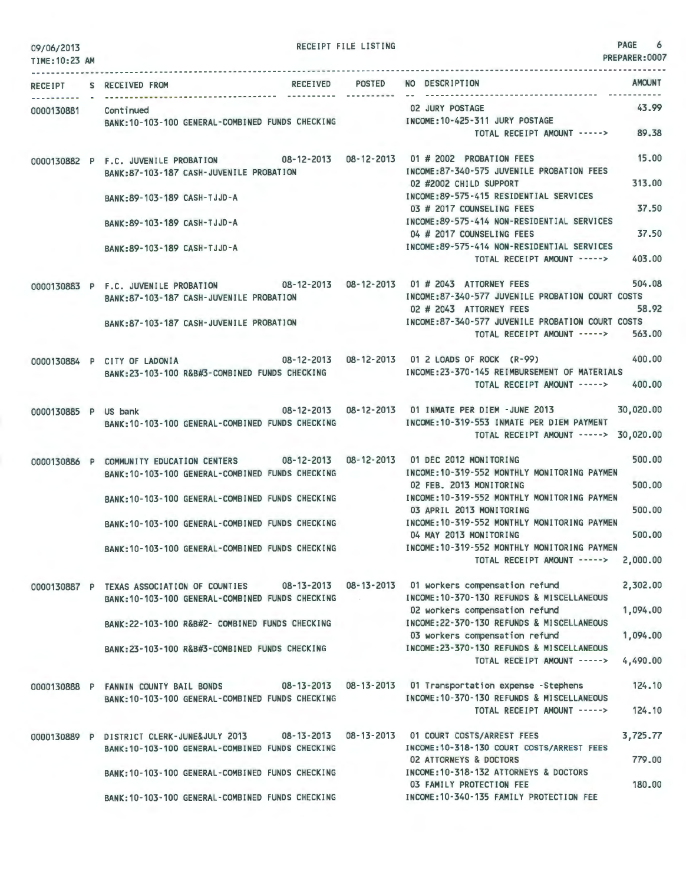RECEIPT FILE LISTING

09/06/2013
TIME:10:23 AM

PREPARER:0007

| RECEIPT | S | RECEIVED FROM | RECEIVED | POSTED | NO | DESCRIPTION | AMOUNT |
|---|---|---|---|---|---|---|---|
| 0000130881 | | Continued | | | 02 | JURY POSTAGE | 43.99 |
| | | BANK:10-103-100 GENERAL-COMBINED FUNDS CHECKING | | | | INCOME:10-425-311 JURY POSTAGE | |
| | | | | | | TOTAL RECEIPT AMOUNT -----> | 89.38 |
| 0000130882 | P | F.C. JUVENILE PROBATION | 08-12-2013 | 08-12-2013 | 01 | # 2002 PROBATION FEES | 15.00 |
| | | BANK:87-103-187 CASH-JUVENILE PROBATION | | | | INCOME:87-340-575 JUVENILE PROBATION FEES | |
| | | | | | 02 | #2002 CHILD SUPPORT | 313.00 |
| | | BANK:89-103-189 CASH-TJJD-A | | | | INCOME:89-575-415 RESIDENTIAL SERVICES | |
| | | | | | 03 | # 2017 COUNSELING FEES | 37.50 |
| | | BANK:89-103-189 CASH-TJJD-A | | | | INCOME:89-575-414 NON-RESIDENTIAL SERVICES | |
| | | | | | 04 | # 2017 COUNSELING FEES | 37.50 |
| | | BANK:89-103-189 CASH-TJJD-A | | | | INCOME:89-575-414 NON-RESIDENTIAL SERVICES | |
| | | | | | | TOTAL RECEIPT AMOUNT -----> | 403.00 |
| 0000130883 | P | F.C. JUVENILE PROBATION | 08-12-2013 | 08-12-2013 | 01 | # 2043 ATTORNEY FEES | 504.08 |
| | | BANK:87-103-187 CASH-JUVENILE PROBATION | | | | INCOME:87-340-577 JUVENILE PROBATION COURT COSTS | |
| | | | | | 02 | # 2043 ATTORNEY FEES | 58.92 |
| | | BANK:87-103-187 CASH-JUVENILE PROBATION | | | | INCOME:87-340-577 JUVENILE PROBATION COURT COSTS | |
| | | | | | | TOTAL RECEIPT AMOUNT -----> | 563.00 |
| 0000130884 | P | CITY OF LADONIA | 08-12-2013 | 08-12-2013 | 01 | 2 LOADS OF ROCK (R-99) | 400.00 |
| | | BANK:23-103-100 R&B#3-COMBINED FUNDS CHECKING | | | | INCOME:23-370-145 REIMBURSEMENT OF MATERIALS | |
| | | | | | | TOTAL RECEIPT AMOUNT -----> | 400.00 |
| 0000130885 | P | US bank | 08-12-2013 | 08-12-2013 | 01 | INMATE PER DIEM -JUNE 2013 | 30,020.00 |
| | | BANK:10-103-100 GENERAL-COMBINED FUNDS CHECKING | | | | INCOME:10-319-553 INMATE PER DIEM PAYMENT | |
| | | | | | | TOTAL RECEIPT AMOUNT -----> | 30,020.00 |
| 0000130886 | P | COMMUNITY EDUCATION CENTERS | 08-12-2013 | 08-12-2013 | 01 | DEC 2012 MONITORING | 500.00 |
| | | BANK:10-103-100 GENERAL-COMBINED FUNDS CHECKING | | | | INCOME:10-319-552 MONTHLY MONITORING PAYMEN | |
| | | | | | 02 | FEB. 2013 MONITORING | 500.00 |
| | | BANK:10-103-100 GENERAL-COMBINED FUNDS CHECKING | | | | INCOME:10-319-552 MONTHLY MONITORING PAYMEN | |
| | | | | | 03 | APRIL 2013 MONITORING | 500.00 |
| | | BANK:10-103-100 GENERAL-COMBINED FUNDS CHECKING | | | | INCOME:10-319-552 MONTHLY MONITORING PAYMEN | |
| | | | | | 04 | MAY 2013 MONITORING | 500.00 |
| | | BANK:10-103-100 GENERAL-COMBINED FUNDS CHECKING | | | | INCOME:10-319-552 MONTHLY MONITORING PAYMEN | |
| | | | | | | TOTAL RECEIPT AMOUNT -----> | 2,000.00 |
| 0000130887 | P | TEXAS ASSOCIATION OF COUNTIES | 08-13-2013 | 08-13-2013 | 01 | workers compensation refund | 2,302.00 |
| | | BANK:10-103-100 GENERAL-COMBINED FUNDS CHECKING | | | | INCOME:10-370-130 REFUNDS & MISCELLANEOUS | |
| | | | | | 02 | workers compensation refund | 1,094.00 |
| | | BANK:22-103-100 R&B#2- COMBINED FUNDS CHECKING | | | | INCOME:22-370-130 REFUNDS & MISCELLANEOUS | |
| | | | | | 03 | workers compensation refund | 1,094.00 |
| | | BANK:23-103-100 R&B#3-COMBINED FUNDS CHECKING | | | | INCOME:23-370-130 REFUNDS & MISCELLANEOUS | |
| | | | | | | TOTAL RECEIPT AMOUNT -----> | 4,490.00 |
| 0000130888 | P | FANNIN COUNTY BAIL BONDS | 08-13-2013 | 08-13-2013 | 01 | Transportation expense -Stephens | 124.10 |
| | | BANK:10-103-100 GENERAL-COMBINED FUNDS CHECKING | | | | INCOME:10-370-130 REFUNDS & MISCELLANEOUS | |
| | | | | | | TOTAL RECEIPT AMOUNT -----> | 124.10 |
| 0000130889 | P | DISTRICT CLERK-JUNE&JULY 2013 | 08-13-2013 | 08-13-2013 | 01 | COURT COSTS/ARREST FEES | 3,725.77 |
| | | BANK:10-103-100 GENERAL-COMBINED FUNDS CHECKING | | | | INCOME:10-318-130 COURT COSTS/ARREST FEES | |
| | | | | | 02 | ATTORNEYS & DOCTORS | 779.00 |
| | | BANK:10-103-100 GENERAL-COMBINED FUNDS CHECKING | | | | INCOME:10-318-132 ATTORNEYS & DOCTORS | |
| | | | | | 03 | FAMILY PROTECTION FEE | 180.00 |
| | | BANK:10-103-100 GENERAL-COMBINED FUNDS CHECKING | | | | INCOME:10-340-135 FAMILY PROTECTION FEE | |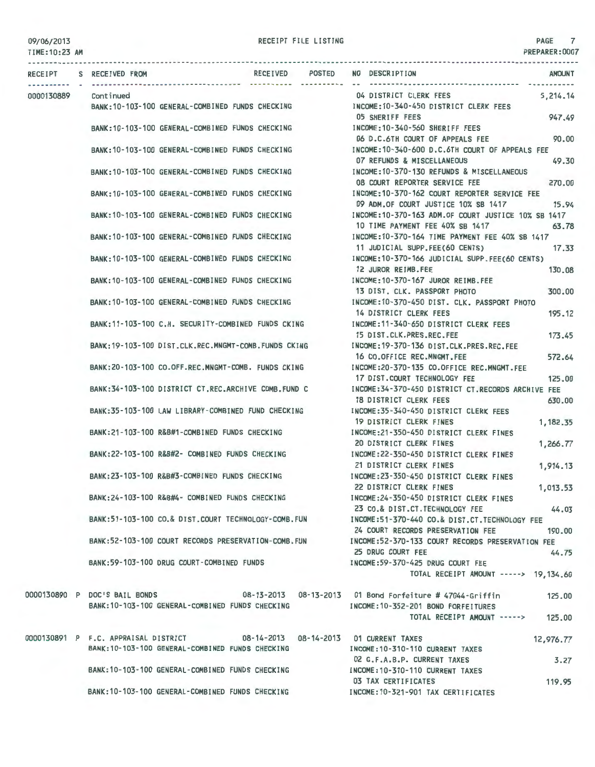09/06/2013 RECEIPT FILE LISTING PAGE 7
TIME:10:23 AM PREPARER:0007

| RECEIPT | S | RECEIVED FROM | RECEIVED | POSTED | NO DESCRIPTION | AMOUNT |
|---|---|---|---|---|---|---|
| 0000130889 | | Continued | | | 04 DISTRICT CLERK FEES | 5,214.14 |
| | | BANK:10-103-100 GENERAL-COMBINED FUNDS CHECKING | | | INCOME:10-340-450 DISTRICT CLERK FEES | |
| | | | | | 05 SHERIFF FEES | 947.49 |
| | | BANK:10-103-100 GENERAL-COMBINED FUNDS CHECKING | | | INCOME:10-340-560 SHERIFF FEES | |
| | | | | | 06 D.C.6TH COURT OF APPEALS FEE | 90.00 |
| | | BANK:10-103-100 GENERAL-COMBINED FUNDS CHECKING | | | INCOME:10-340-600 D.C.6TH COURT OF APPEALS FEE | |
| | | | | | 07 REFUNDS & MISCELLANEOUS | 49.30 |
| | | BANK:10-103-100 GENERAL-COMBINED FUNDS CHECKING | | | INCOME:10-370-130 REFUNDS & MISCELLANEOUS | |
| | | | | | 08 COURT REPORTER SERVICE FEE | 270.00 |
| | | BANK:10-103-100 GENERAL-COMBINED FUNDS CHECKING | | | INCOME:10-370-162 COURT REPORTER SERVICE FEE | |
| | | | | | 09 ADM.OF COURT JUSTICE 10% SB 1417 | 15.94 |
| | | BANK:10-103-100 GENERAL-COMBINED FUNDS CHECKING | | | INCOME:10-370-163 ADM.OF COURT JUSTICE 10% SB 1417 | |
| | | | | | 10 TIME PAYMENT FEE 40% SB 1417 | 63.78 |
| | | BANK:10-103-100 GENERAL-COMBINED FUNDS CHECKING | | | INCOME:10-370-164 TIME PAYMENT FEE 40% SB 1417 | |
| | | | | | 11 JUDICIAL SUPP.FEE(60 CENTS) | 17.33 |
| | | BANK:10-103-100 GENERAL-COMBINED FUNDS CHECKING | | | INCOME:10-370-166 JUDICIAL SUPP.FEE(60 CENTS) | |
| | | | | | 12 JUROR REIMB.FEE | 130.08 |
| | | BANK:10-103-100 GENERAL-COMBINED FUNDS CHECKING | | | INCOME:10-370-167 JUROR REIMB.FEE | |
| | | | | | 13 DIST. CLK. PASSPORT PHOTO | 300.00 |
| | | BANK:10-103-100 GENERAL-COMBINED FUNDS CHECKING | | | INCOME:10-370-450 DIST. CLK. PASSPORT PHOTO | |
| | | | | | 14 DISTRICT CLERK FEES | 195.12 |
| | | BANK:11-103-100 C.H. SECURITY-COMBINED FUNDS CKING | | | INCOME:11-340-650 DISTRICT CLERK FEES | |
| | | | | | 15 DIST.CLK.PRES.REC.FEE | 173.45 |
| | | BANK:19-103-100 DIST.CLK.REC.MNGMT-COMB.FUNDS CKING | | | INCOME:19-370-136 DIST.CLK.PRES.REC.FEE | |
| | | | | | 16 CO.OFFICE REC.MNGMT.FEE | 572.64 |
| | | BANK:20-103-100 CO.OFF.REC.MNGMT-COMB. FUNDS CKING | | | INCOME:20-370-135 CO.OFFICE REC.MNGMT.FEE | |
| | | | | | 17 DIST.COURT TECHNOLOGY FEE | 125.00 |
| | | BANK:34-103-100 DISTRICT CT.REC.ARCHIVE COMB.FUND C | | | INCOME:34-370-450 DISTRICT CT.RECORDS ARCHIVE FEE | |
| | | | | | 18 DISTRICT CLERK FEES | 630.00 |
| | | BANK:35-103-100 LAW LIBRARY-COMBINED FUND CHECKING | | | INCOME:35-340-450 DISTRICT CLERK FEES | |
| | | | | | 19 DISTRICT CLERK FINES | 1,182.35 |
| | | BANK:21-103-100 R&B#1-COMBINED FUNDS CHECKING | | | INCOME:21-350-450 DISTRICT CLERK FINES | |
| | | | | | 20 DISTRICT CLERK FINES | 1,266.77 |
| | | BANK:22-103-100 R&B#2- COMBINED FUNDS CHECKING | | | INCOME:22-350-450 DISTRICT CLERK FINES | |
| | | | | | 21 DISTRICT CLERK FINES | 1,914.13 |
| | | BANK:23-103-100 R&B#3-COMBINED FUNDS CHECKING | | | INCOME:23-350-450 DISTRICT CLERK FINES | |
| | | | | | 22 DISTRICT CLERK FINES | 1,013.53 |
| | | BANK:24-103-100 R&B#4- COMBINED FUNDS CHECKING | | | INCOME:24-350-450 DISTRICT CLERK FINES | |
| | | | | | 23 CO.& DIST.CT.TECHNOLOGY FEE | 44.03 |
| | | BANK:51-103-100 CO.& DIST.COURT TECHNOLOGY-COMB.FUN | | | INCOME:51-370-440 CO.& DIST.CT.TECHNOLOGY FEE | |
| | | | | | 24 COURT RECORDS PRESERVATION FEE | 190.00 |
| | | BANK:52-103-100 COURT RECORDS PRESERVATION-COMB.FUN | | | INCOME:52-370-133 COURT RECORDS PRESERVATION FEE | |
| | | | | | 25 DRUG COURT FEE | 44.75 |
| | | BANK:59-103-100 DRUG COURT-COMBINED FUNDS | | | INCOME:59-370-425 DRUG COURT FEE | |
| | | | | | TOTAL RECEIPT AMOUNT -----> | 19,134.60 |
| 0000130890 | P | DOC'S BAIL BONDS | 08-13-2013 | 08-13-2013 | 01 Bond Forfeiture # 47044-Griffin | 125.00 |
| | | BANK:10-103-100 GENERAL-COMBINED FUNDS CHECKING | | | INCOME:10-352-201 BOND FORFEITURES | |
| | | | | | TOTAL RECEIPT AMOUNT -----> | 125.00 |
| 0000130891 | P | F.C. APPRAISAL DISTRICT | 08-14-2013 | 08-14-2013 | 01 CURRENT TAXES | 12,976.77 |
| | | BANK:10-103-100 GENERAL-COMBINED FUNDS CHECKING | | | INCOME:10-310-110 CURRENT TAXES | |
| | | | | | 02 G.F.A.B.P. CURRENT TAXES | 3.27 |
| | | BANK:10-103-100 GENERAL-COMBINED FUNDS CHECKING | | | INCOME:10-310-110 CURRENT TAXES | |
| | | | | | 03 TAX CERTIFICATES | 119.95 |
| | | BANK:10-103-100 GENERAL-COMBINED FUNDS CHECKING | | | INCOME:10-321-901 TAX CERTIFICATES | |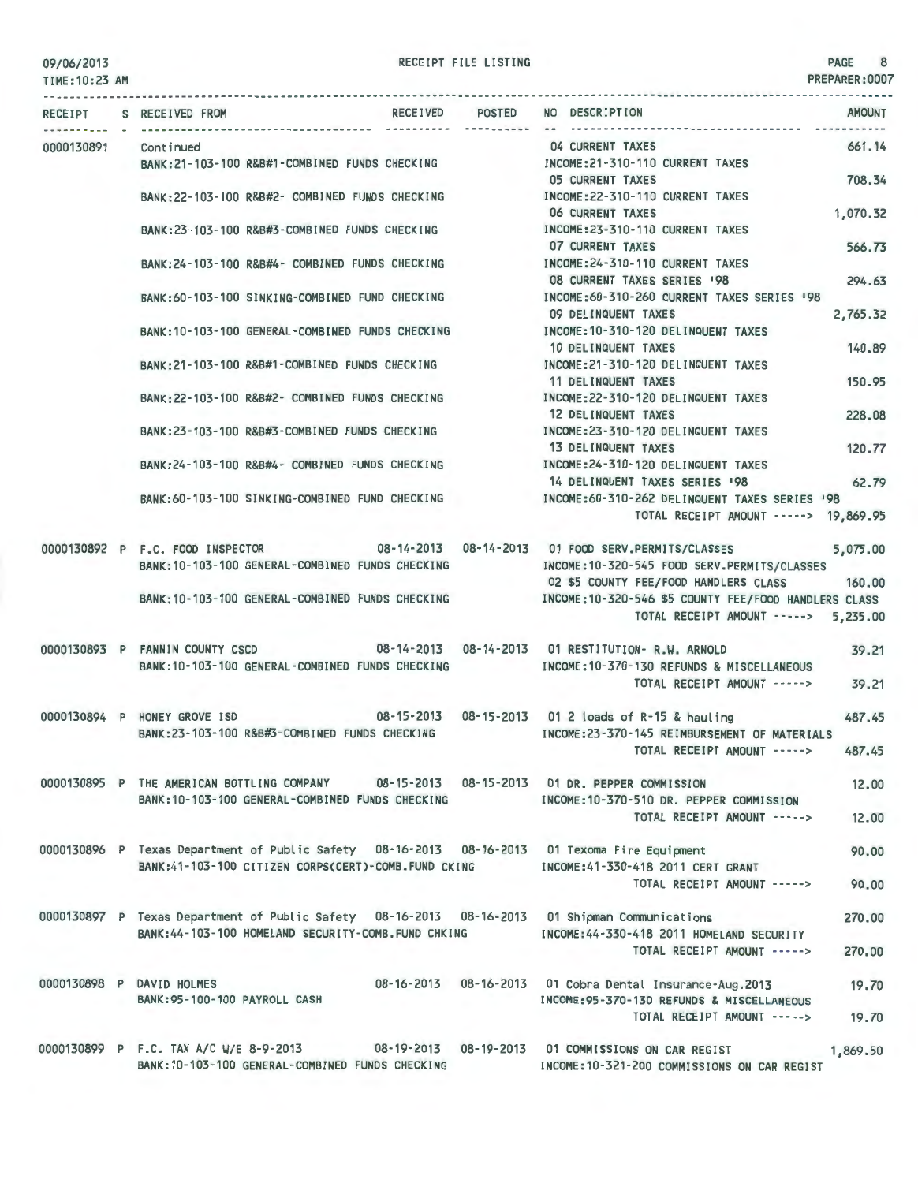RECEIPT FILE LISTING

09/06/2013
TIME:10:23 AM

PREPARER:0007

| RECEIPT | S | RECEIVED FROM | RECEIVED | POSTED | NO | DESCRIPTION | AMOUNT |
|---|---|---|---|---|---|---|---|
| 0000130891 | | Continued | | | 04 | CURRENT TAXES | 661.14 |
| | | BANK:21-103-100 R&B#1-COMBINED FUNDS CHECKING | | | | INCOME:21-310-110 CURRENT TAXES | |
| | | | | | 05 | CURRENT TAXES | 708.34 |
| | | BANK:22-103-100 R&B#2- COMBINED FUNDS CHECKING | | | | INCOME:22-310-110 CURRENT TAXES | |
| | | | | | 06 | CURRENT TAXES | 1,070.32 |
| | | BANK:23-103-100 R&B#3-COMBINED FUNDS CHECKING | | | | INCOME:23-310-110 CURRENT TAXES | |
| | | | | | 07 | CURRENT TAXES | 566.73 |
| | | BANK:24-103-100 R&B#4- COMBINED FUNDS CHECKING | | | | INCOME:24-310-110 CURRENT TAXES | |
| | | | | | 08 | CURRENT TAXES SERIES '98 | 294.63 |
| | | BANK:60-103-100 SINKING-COMBINED FUND CHECKING | | | | INCOME:60-310-260 CURRENT TAXES SERIES '98 | |
| | | | | | 09 | DELINQUENT TAXES | 2,765.32 |
| | | BANK:10-103-100 GENERAL-COMBINED FUNDS CHECKING | | | | INCOME:10-310-120 DELINQUENT TAXES | |
| | | | | | 10 | DELINQUENT TAXES | 140.89 |
| | | BANK:21-103-100 R&B#1-COMBINED FUNDS CHECKING | | | | INCOME:21-310-120 DELINQUENT TAXES | |
| | | | | | 11 | DELINQUENT TAXES | 150.95 |
| | | BANK:22-103-100 R&B#2- COMBINED FUNDS CHECKING | | | | INCOME:22-310-120 DELINQUENT TAXES | |
| | | | | | 12 | DELINQUENT TAXES | 228.08 |
| | | BANK:23-103-100 R&B#3-COMBINED FUNDS CHECKING | | | | INCOME:23-310-120 DELINQUENT TAXES | |
| | | | | | 13 | DELINQUENT TAXES | 120.77 |
| | | BANK:24-103-100 R&B#4- COMBINED FUNDS CHECKING | | | | INCOME:24-310-120 DELINQUENT TAXES | |
| | | | | | 14 | DELINQUENT TAXES SERIES '98 | 62.79 |
| | | BANK:60-103-100 SINKING-COMBINED FUND CHECKING | | | | INCOME:60-310-262 DELINQUENT TAXES SERIES '98 | |
| | | | | | | TOTAL RECEIPT AMOUNT -----> | 19,869.95 |
| 0000130892 | P | F.C. FOOD INSPECTOR | 08-14-2013 | 08-14-2013 | 01 | FOOD SERV.PERMITS/CLASSES | 5,075.00 |
| | | BANK:10-103-100 GENERAL-COMBINED FUNDS CHECKING | | | | INCOME:10-320-545 FOOD SERV.PERMITS/CLASSES | |
| | | | | | 02 | $5 COUNTY FEE/FOOD HANDLERS CLASS | 160.00 |
| | | BANK:10-103-100 GENERAL-COMBINED FUNDS CHECKING | | | | INCOME:10-320-546 $5 COUNTY FEE/FOOD HANDLERS CLASS | |
| | | | | | | TOTAL RECEIPT AMOUNT -----> | 5,235.00 |
| 0000130893 | P | FANNIN COUNTY CSCD | 08-14-2013 | 08-14-2013 | 01 | RESTITUTION- R.W. ARNOLD | 39.21 |
| | | BANK:10-103-100 GENERAL-COMBINED FUNDS CHECKING | | | | INCOME:10-370-130 REFUNDS & MISCELLANEOUS | |
| | | | | | | TOTAL RECEIPT AMOUNT -----> | 39.21 |
| 0000130894 | P | HONEY GROVE ISD | 08-15-2013 | 08-15-2013 | 01 | 2 loads of R-15 & hauling | 487.45 |
| | | BANK:23-103-100 R&B#3-COMBINED FUNDS CHECKING | | | | INCOME:23-370-145 REIMBURSEMENT OF MATERIALS | |
| | | | | | | TOTAL RECEIPT AMOUNT -----> | 487.45 |
| 0000130895 | P | THE AMERICAN BOTTLING COMPANY | 08-15-2013 | 08-15-2013 | 01 | DR. PEPPER COMMISSION | 12.00 |
| | | BANK:10-103-100 GENERAL-COMBINED FUNDS CHECKING | | | | INCOME:10-370-510 DR. PEPPER COMMISSION | |
| | | | | | | TOTAL RECEIPT AMOUNT -----> | 12.00 |
| 0000130896 | P | Texas Department of Public Safety | 08-16-2013 | 08-16-2013 | 01 | Texoma Fire Equipment | 90.00 |
| | | BANK:41-103-100 CITIZEN CORPS(CERT)-COMB.FUND CKING | | | | INCOME:41-330-418 2011 CERT GRANT | |
| | | | | | | TOTAL RECEIPT AMOUNT -----> | 90.00 |
| 0000130897 | P | Texas Department of Public Safety | 08-16-2013 | 08-16-2013 | 01 | Shipman Communications | 270.00 |
| | | BANK:44-103-100 HOMELAND SECURITY-COMB.FUND CHKING | | | | INCOME:44-330-418 2011 HOMELAND SECURITY | |
| | | | | | | TOTAL RECEIPT AMOUNT -----> | 270.00 |
| 0000130898 | P | DAVID HOLMES | 08-16-2013 | 08-16-2013 | 01 | Cobra Dental Insurance-Aug.2013 | 19.70 |
| | | BANK:95-100-100 PAYROLL CASH | | | | INCOME:95-370-130 REFUNDS & MISCELLANEOUS | |
| | | | | | | TOTAL RECEIPT AMOUNT -----> | 19.70 |
| 0000130899 | P | F.C. TAX A/C W/E 8-9-2013 | 08-19-2013 | 08-19-2013 | 01 | COMMISSIONS ON CAR REGIST | 1,869.50 |
| | | BANK:10-103-100 GENERAL-COMBINED FUNDS CHECKING | | | | INCOME:10-321-200 COMMISSIONS ON CAR REGIST | |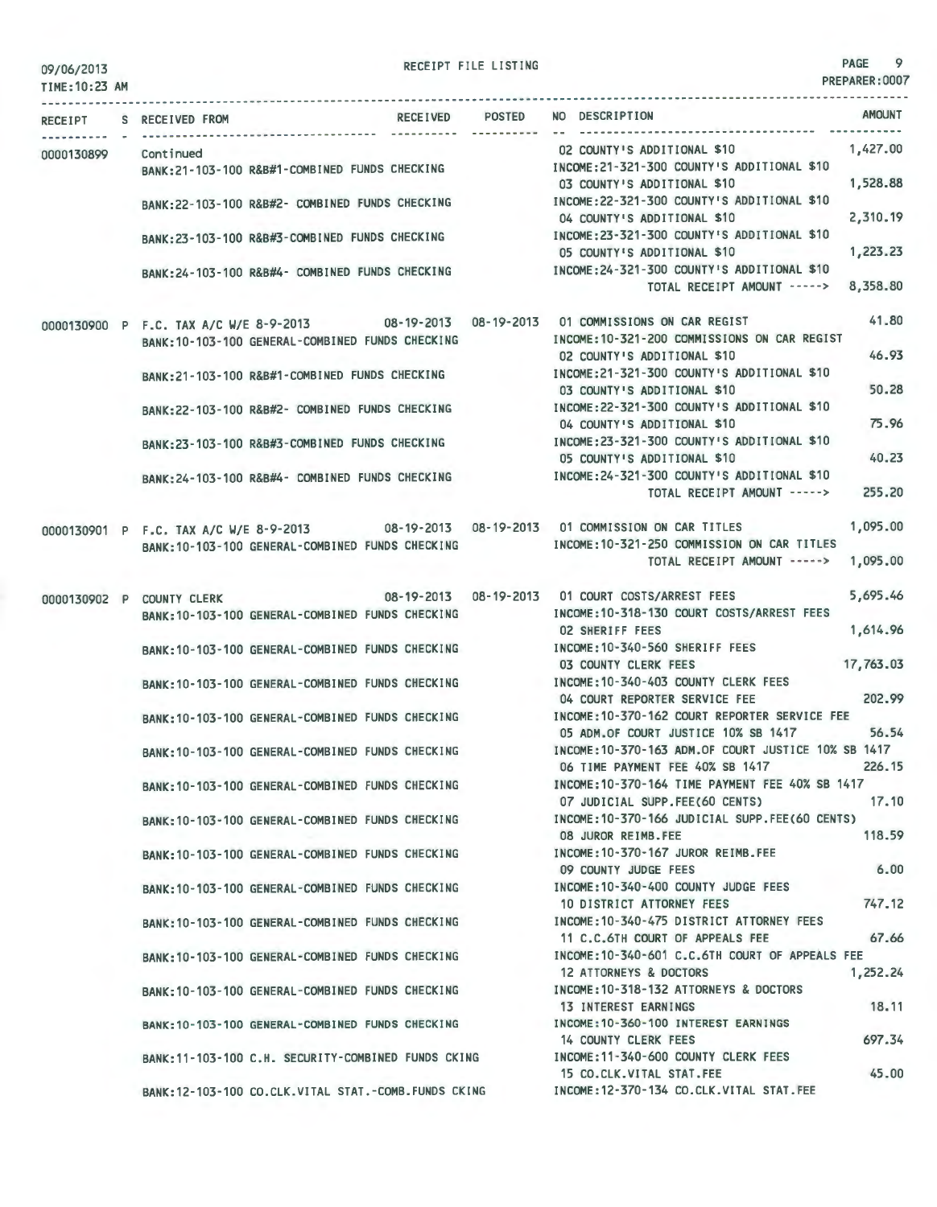RECEIPT FILE LISTING

09/06/2013
TIME:10:23 AM

PREPARER:0007

| RECEIPT | S | RECEIVED FROM | RECEIVED | POSTED | NO | DESCRIPTION | AMOUNT |
|---|---|---|---|---|---|---|---|
| 0000130899 | | Continued | | | 02 | COUNTY'S ADDITIONAL $10 | 1,427.00 |
| | | BANK:21-103-100 R&B#1-COMBINED FUNDS CHECKING | | | | INCOME:21-321-300 COUNTY'S ADDITIONAL $10 | |
| | | | | | 03 | COUNTY'S ADDITIONAL $10 | 1,528.88 |
| | | BANK:22-103-100 R&B#2- COMBINED FUNDS CHECKING | | | | INCOME:22-321-300 COUNTY'S ADDITIONAL $10 | |
| | | | | | 04 | COUNTY'S ADDITIONAL $10 | 2,310.19 |
| | | BANK:23-103-100 R&B#3-COMBINED FUNDS CHECKING | | | | INCOME:23-321-300 COUNTY'S ADDITIONAL $10 | |
| | | | | | 05 | COUNTY'S ADDITIONAL $10 | 1,223.23 |
| | | BANK:24-103-100 R&B#4- COMBINED FUNDS CHECKING | | | | INCOME:24-321-300 COUNTY'S ADDITIONAL $10 | |
| | | | | | | TOTAL RECEIPT AMOUNT -----> | 8,358.80 |
| 0000130900 | P | F.C. TAX A/C W/E 8-9-2013 | 08-19-2013 | 08-19-2013 | 01 | COMMISSIONS ON CAR REGIST | 41.80 |
| | | BANK:10-103-100 GENERAL-COMBINED FUNDS CHECKING | | | | INCOME:10-321-200 COMMISSIONS ON CAR REGIST | |
| | | | | | 02 | COUNTY'S ADDITIONAL $10 | 46.93 |
| | | BANK:21-103-100 R&B#1-COMBINED FUNDS CHECKING | | | | INCOME:21-321-300 COUNTY'S ADDITIONAL $10 | |
| | | | | | 03 | COUNTY'S ADDITIONAL $10 | 50.28 |
| | | BANK:22-103-100 R&B#2- COMBINED FUNDS CHECKING | | | | INCOME:22-321-300 COUNTY'S ADDITIONAL $10 | |
| | | | | | 04 | COUNTY'S ADDITIONAL $10 | 75.96 |
| | | BANK:23-103-100 R&B#3-COMBINED FUNDS CHECKING | | | | INCOME:23-321-300 COUNTY'S ADDITIONAL $10 | |
| | | | | | 05 | COUNTY'S ADDITIONAL $10 | 40.23 |
| | | BANK:24-103-100 R&B#4- COMBINED FUNDS CHECKING | | | | INCOME:24-321-300 COUNTY'S ADDITIONAL $10 | |
| | | | | | | TOTAL RECEIPT AMOUNT -----> | 255.20 |
| 0000130901 | P | F.C. TAX A/C W/E 8-9-2013 | 08-19-2013 | 08-19-2013 | 01 | COMMISSION ON CAR TITLES | 1,095.00 |
| | | BANK:10-103-100 GENERAL-COMBINED FUNDS CHECKING | | | | INCOME:10-321-250 COMMISSION ON CAR TITLES | |
| | | | | | | TOTAL RECEIPT AMOUNT -----> | 1,095.00 |
| 0000130902 | P | COUNTY CLERK | 08-19-2013 | 08-19-2013 | 01 | COURT COSTS/ARREST FEES | 5,695.46 |
| | | BANK:10-103-100 GENERAL-COMBINED FUNDS CHECKING | | | | INCOME:10-318-130 COURT COSTS/ARREST FEES | |
| | | | | | 02 | SHERIFF FEES | 1,614.96 |
| | | BANK:10-103-100 GENERAL-COMBINED FUNDS CHECKING | | | | INCOME:10-340-560 SHERIFF FEES | |
| | | | | | 03 | COUNTY CLERK FEES | 17,763.03 |
| | | BANK:10-103-100 GENERAL-COMBINED FUNDS CHECKING | | | | INCOME:10-340-403 COUNTY CLERK FEES | |
| | | | | | 04 | COURT REPORTER SERVICE FEE | 202.99 |
| | | BANK:10-103-100 GENERAL-COMBINED FUNDS CHECKING | | | | INCOME:10-370-162 COURT REPORTER SERVICE FEE | |
| | | | | | 05 | ADM.OF COURT JUSTICE 10% SB 1417 | 56.54 |
| | | BANK:10-103-100 GENERAL-COMBINED FUNDS CHECKING | | | | INCOME:10-370-163 ADM.OF COURT JUSTICE 10% SB 1417 | |
| | | | | | 06 | TIME PAYMENT FEE 40% SB 1417 | 226.15 |
| | | BANK:10-103-100 GENERAL-COMBINED FUNDS CHECKING | | | | INCOME:10-370-164 TIME PAYMENT FEE 40% SB 1417 | |
| | | | | | 07 | JUDICIAL SUPP.FEE(60 CENTS) | 17.10 |
| | | BANK:10-103-100 GENERAL-COMBINED FUNDS CHECKING | | | | INCOME:10-370-166 JUDICIAL SUPP.FEE(60 CENTS) | |
| | | | | | 08 | JUROR REIMB.FEE | 118.59 |
| | | BANK:10-103-100 GENERAL-COMBINED FUNDS CHECKING | | | | INCOME:10-370-167 JUROR REIMB.FEE | |
| | | | | | 09 | COUNTY JUDGE FEES | 6.00 |
| | | BANK:10-103-100 GENERAL-COMBINED FUNDS CHECKING | | | | INCOME:10-340-400 COUNTY JUDGE FEES | |
| | | | | | 10 | DISTRICT ATTORNEY FEES | 747.12 |
| | | BANK:10-103-100 GENERAL-COMBINED FUNDS CHECKING | | | | INCOME:10-340-475 DISTRICT ATTORNEY FEES | |
| | | | | | 11 | C.C.6TH COURT OF APPEALS FEE | 67.66 |
| | | BANK:10-103-100 GENERAL-COMBINED FUNDS CHECKING | | | | INCOME:10-340-601 C.C.6TH COURT OF APPEALS FEE | |
| | | | | | 12 | ATTORNEYS & DOCTORS | 1,252.24 |
| | | BANK:10-103-100 GENERAL-COMBINED FUNDS CHECKING | | | | INCOME:10-318-132 ATTORNEYS & DOCTORS | |
| | | | | | 13 | INTEREST EARNINGS | 18.11 |
| | | BANK:10-103-100 GENERAL-COMBINED FUNDS CHECKING | | | | INCOME:10-360-100 INTEREST EARNINGS | |
| | | | | | 14 | COUNTY CLERK FEES | 697.34 |
| | | BANK:11-103-100 C.H. SECURITY-COMBINED FUNDS CKING | | | | INCOME:11-340-600 COUNTY CLERK FEES | |
| | | | | | 15 | CO.CLK.VITAL STAT.FEE | 45.00 |
| | | BANK:12-103-100 CO.CLK.VITAL STAT.-COMB.FUNDS CKING | | | | INCOME:12-370-134 CO.CLK.VITAL STAT.FEE | |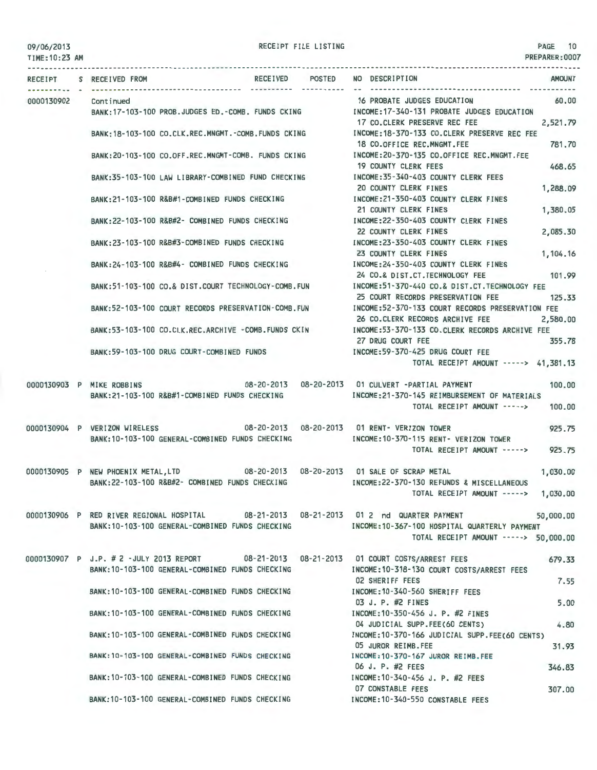09/06/2013 RECEIPT FILE LISTING PAGE 10
TIME:10:23 AM PREPARER:0007

| RECEIPT | S | RECEIVED FROM | RECEIVED | POSTED | NO | DESCRIPTION | AMOUNT |
|---|---|---|---|---|---|---|---|
| 0000130902 | | Continued | | | 16 | PROBATE JUDGES EDUCATION | 60.00 |
| | | BANK:17-103-100 PROB.JUDGES ED.-COMB. FUNDS CKING | | | | INCOME:17-340-131 PROBATE JUDGES EDUCATION | |
| | | | | | 17 | CO.CLERK PRESERVE REC FEE | 2,521.79 |
| | | BANK:18-103-100 CO.CLK.REC.MNGMT.-COMB.FUNDS CKING | | | | INCOME:18-370-133 CO.CLERK PRESERVE REC FEE | |
| | | | | | 18 | CO.OFFICE REC.MNGMT.FEE | 781.70 |
| | | BANK:20-103-100 CO.OFF.REC.MNGMT-COMB. FUNDS CKING | | | | INCOME:20-370-135 CO.OFFICE REC.MNGMT.FEE | |
| | | | | | 19 | COUNTY CLERK FEES | 468.65 |
| | | BANK:35-103-100 LAW LIBRARY-COMBINED FUND CHECKING | | | | INCOME:35-340-403 COUNTY CLERK FEES | |
| | | | | | 20 | COUNTY CLERK FINES | 1,288.09 |
| | | BANK:21-103-100 R&B#1-COMBINED FUNDS CHECKING | | | | INCOME:21-350-403 COUNTY CLERK FINES | |
| | | | | | 21 | COUNTY CLERK FINES | 1,380.05 |
| | | BANK:22-103-100 R&B#2- COMBINED FUNDS CHECKING | | | | INCOME:22-350-403 COUNTY CLERK FINES | |
| | | | | | 22 | COUNTY CLERK FINES | 2,085.30 |
| | | BANK:23-103-100 R&B#3-COMBINED FUNDS CHECKING | | | | INCOME:23-350-403 COUNTY CLERK FINES | |
| | | | | | 23 | COUNTY CLERK FINES | 1,104.16 |
| | | BANK:24-103-100 R&B#4- COMBINED FUNDS CHECKING | | | | INCOME:24-350-403 COUNTY CLERK FINES | |
| | | | | | 24 | CO.& DIST.CT.TECHNOLOGY FEE | 101.99 |
| | | BANK:51-103-100 CO.& DIST.COURT TECHNOLOGY-COMB.FUN | | | | INCOME:51-370-440 CO.& DIST.CT.TECHNOLOGY FEE | |
| | | | | | 25 | COURT RECORDS PRESERVATION FEE | 125.33 |
| | | BANK:52-103-100 COURT RECORDS PRESERVATION-COMB.FUN | | | | INCOME:52-370-133 COURT RECORDS PRESERVATION FEE | |
| | | | | | 26 | CO.CLERK RECORDS ARCHIVE FEE | 2,580.00 |
| | | BANK:53-103-100 CO.CLK.REC.ARCHIVE -COMB.FUNDS CKIN | | | | INCOME:53-370-133 CO.CLERK RECORDS ARCHIVE FEE | |
| | | | | | 27 | DRUG COURT FEE | 355.78 |
| | | BANK:59-103-100 DRUG COURT-COMBINED FUNDS | | | | INCOME:59-370-425 DRUG COURT FEE | |
| | | | | | | TOTAL RECEIPT AMOUNT -----> | 41,381.13 |
| 0000130903 | P | MIKE ROBBINS | 08-20-2013 | 08-20-2013 | 01 | CULVERT -PARTIAL PAYMENT | 100.00 |
| | | BANK:21-103-100 R&B#1-COMBINED FUNDS CHECKING | | | | INCOME:21-370-145 REIMBURSEMENT OF MATERIALS | |
| | | | | | | TOTAL RECEIPT AMOUNT -----> | 100.00 |
| 0000130904 | P | VERIZON WIRELESS | 08-20-2013 | 08-20-2013 | 01 | RENT- VERIZON TOWER | 925.75 |
| | | BANK:10-103-100 GENERAL-COMBINED FUNDS CHECKING | | | | INCOME:10-370-115 RENT- VERIZON TOWER | |
| | | | | | | TOTAL RECEIPT AMOUNT -----> | 925.75 |
| 0000130905 | P | NEW PHOENIX METAL,LTD | 08-20-2013 | 08-20-2013 | 01 | SALE OF SCRAP METAL | 1,030.00 |
| | | BANK:22-103-100 R&B#2- COMBINED FUNDS CHECKING | | | | INCOME:22-370-130 REFUNDS & MISCELLANEOUS | |
| | | | | | | TOTAL RECEIPT AMOUNT -----> | 1,030.00 |
| 0000130906 | P | RED RIVER REGIONAL HOSPITAL | 08-21-2013 | 08-21-2013 | 01 | 2 nd QUARTER PAYMENT | 50,000.00 |
| | | BANK:10-103-100 GENERAL-COMBINED FUNDS CHECKING | | | | INCOME:10-367-100 HOSPITAL QUARTERLY PAYMENT | |
| | | | | | | TOTAL RECEIPT AMOUNT -----> | 50,000.00 |
| 0000130907 | P | J.P. # 2 -JULY 2013 REPORT | 08-21-2013 | 08-21-2013 | 01 | COURT COSTS/ARREST FEES | 679.33 |
| | | BANK:10-103-100 GENERAL-COMBINED FUNDS CHECKING | | | | INCOME:10-318-130 COURT COSTS/ARREST FEES | |
| | | | | | 02 | SHERIFF FEES | 7.55 |
| | | BANK:10-103-100 GENERAL-COMBINED FUNDS CHECKING | | | | INCOME:10-340-560 SHERIFF FEES | |
| | | | | | 03 | J. P. #2 FINES | 5.00 |
| | | BANK:10-103-100 GENERAL-COMBINED FUNDS CHECKING | | | | INCOME:10-350-456 J. P. #2 FINES | |
| | | | | | 04 | JUDICIAL SUPP.FEE(60 CENTS) | 4.80 |
| | | BANK:10-103-100 GENERAL-COMBINED FUNDS CHECKING | | | | INCOME:10-370-166 JUDICIAL SUPP.FEE(60 CENTS) | |
| | | | | | 05 | JUROR REIMB.FEE | 31.93 |
| | | BANK:10-103-100 GENERAL-COMBINED FUNDS CHECKING | | | | INCOME:10-370-167 JUROR REIMB.FEE | |
| | | | | | 06 | J. P. #2 FEES | 346.83 |
| | | BANK:10-103-100 GENERAL-COMBINED FUNDS CHECKING | | | | INCOME:10-340-456 J. P. #2 FEES | |
| | | | | | 07 | CONSTABLE FEES | 307.00 |
| | | BANK:10-103-100 GENERAL-COMBINED FUNDS CHECKING | | | | INCOME:10-340-550 CONSTABLE FEES | |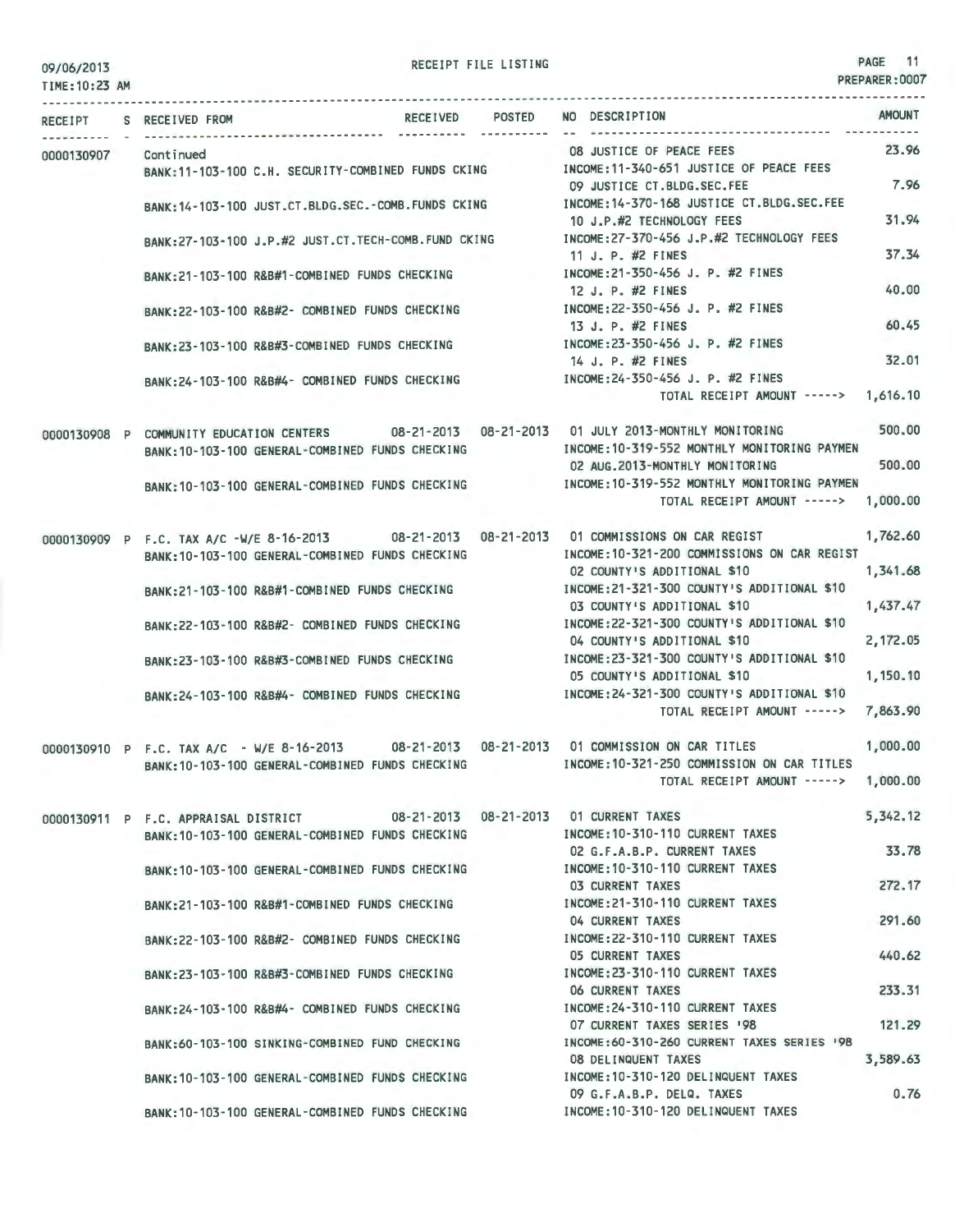RECEIPT FILE LISTING

09/06/2013
TIME:10:23 AM

PREPARER:0007

| RECEIPT | S | RECEIVED FROM | RECEIVED | POSTED | NO DESCRIPTION | AMOUNT |
|---|---|---|---|---|---|---|
| 0000130907 | | Continued | | | 08 JUSTICE OF PEACE FEES | 23.96 |
| | | BANK:11-103-100 C.H. SECURITY-COMBINED FUNDS CKING | | | INCOME:11-340-651 JUSTICE OF PEACE FEES | |
| | | | | | 09 JUSTICE CT.BLDG.SEC.FEE | 7.96 |
| | | BANK:14-103-100 JUST.CT.BLDG.SEC.-COMB.FUNDS CKING | | | INCOME:14-370-168 JUSTICE CT.BLDG.SEC.FEE | |
| | | | | | 10 J.P.#2 TECHNOLOGY FEES | 31.94 |
| | | BANK:27-103-100 J.P.#2 JUST.CT.TECH-COMB.FUND CKING | | | INCOME:27-370-456 J.P.#2 TECHNOLOGY FEES | |
| | | | | | 11 J. P. #2 FINES | 37.34 |
| | | BANK:21-103-100 R&B#1-COMBINED FUNDS CHECKING | | | INCOME:21-350-456 J. P. #2 FINES | |
| | | | | | 12 J. P. #2 FINES | 40.00 |
| | | BANK:22-103-100 R&B#2- COMBINED FUNDS CHECKING | | | INCOME:22-350-456 J. P. #2 FINES | |
| | | | | | 13 J. P. #2 FINES | 60.45 |
| | | BANK:23-103-100 R&B#3-COMBINED FUNDS CHECKING | | | INCOME:23-350-456 J. P. #2 FINES | |
| | | | | | 14 J. P. #2 FINES | 32.01 |
| | | BANK:24-103-100 R&B#4- COMBINED FUNDS CHECKING | | | INCOME:24-350-456 J. P. #2 FINES | |
| | | | | | TOTAL RECEIPT AMOUNT -----> | 1,616.10 |
| 0000130908 | P | COMMUNITY EDUCATION CENTERS | 08-21-2013 | 08-21-2013 | 01 JULY 2013-MONTHLY MONITORING | 500.00 |
| | | BANK:10-103-100 GENERAL-COMBINED FUNDS CHECKING | | | INCOME:10-319-552 MONTHLY MONITORING PAYMEN | |
| | | | | | 02 AUG.2013-MONTHLY MONITORING | 500.00 |
| | | BANK:10-103-100 GENERAL-COMBINED FUNDS CHECKING | | | INCOME:10-319-552 MONTHLY MONITORING PAYMEN | |
| | | | | | TOTAL RECEIPT AMOUNT -----> | 1,000.00 |
| 0000130909 | P | F.C. TAX A/C -W/E 8-16-2013 | 08-21-2013 | 08-21-2013 | 01 COMMISSIONS ON CAR REGIST | 1,762.60 |
| | | BANK:10-103-100 GENERAL-COMBINED FUNDS CHECKING | | | INCOME:10-321-200 COMMISSIONS ON CAR REGIST | |
| | | | | | 02 COUNTY'S ADDITIONAL $10 | 1,341.68 |
| | | BANK:21-103-100 R&B#1-COMBINED FUNDS CHECKING | | | INCOME:21-321-300 COUNTY'S ADDITIONAL $10 | |
| | | | | | 03 COUNTY'S ADDITIONAL $10 | 1,437.47 |
| | | BANK:22-103-100 R&B#2- COMBINED FUNDS CHECKING | | | INCOME:22-321-300 COUNTY'S ADDITIONAL $10 | |
| | | | | | 04 COUNTY'S ADDITIONAL $10 | 2,172.05 |
| | | BANK:23-103-100 R&B#3-COMBINED FUNDS CHECKING | | | INCOME:23-321-300 COUNTY'S ADDITIONAL $10 | |
| | | | | | 05 COUNTY'S ADDITIONAL $10 | 1,150.10 |
| | | BANK:24-103-100 R&B#4- COMBINED FUNDS CHECKING | | | INCOME:24-321-300 COUNTY'S ADDITIONAL $10 | |
| | | | | | TOTAL RECEIPT AMOUNT -----> | 7,863.90 |
| 0000130910 | P | F.C. TAX A/C - W/E 8-16-2013 | 08-21-2013 | 08-21-2013 | 01 COMMISSION ON CAR TITLES | 1,000.00 |
| | | BANK:10-103-100 GENERAL-COMBINED FUNDS CHECKING | | | INCOME:10-321-250 COMMISSION ON CAR TITLES | |
| | | | | | TOTAL RECEIPT AMOUNT -----> | 1,000.00 |
| 0000130911 | P | F.C. APPRAISAL DISTRICT | 08-21-2013 | 08-21-2013 | 01 CURRENT TAXES | 5,342.12 |
| | | BANK:10-103-100 GENERAL-COMBINED FUNDS CHECKING | | | INCOME:10-310-110 CURRENT TAXES | |
| | | | | | 02 G.F.A.B.P. CURRENT TAXES | 33.78 |
| | | BANK:10-103-100 GENERAL-COMBINED FUNDS CHECKING | | | INCOME:10-310-110 CURRENT TAXES | |
| | | | | | 03 CURRENT TAXES | 272.17 |
| | | BANK:21-103-100 R&B#1-COMBINED FUNDS CHECKING | | | INCOME:21-310-110 CURRENT TAXES | |
| | | | | | 04 CURRENT TAXES | 291.60 |
| | | BANK:22-103-100 R&B#2- COMBINED FUNDS CHECKING | | | INCOME:22-310-110 CURRENT TAXES | |
| | | | | | 05 CURRENT TAXES | 440.62 |
| | | BANK:23-103-100 R&B#3-COMBINED FUNDS CHECKING | | | INCOME:23-310-110 CURRENT TAXES | |
| | | | | | 06 CURRENT TAXES | 233.31 |
| | | BANK:24-103-100 R&B#4- COMBINED FUNDS CHECKING | | | INCOME:24-310-110 CURRENT TAXES | |
| | | | | | 07 CURRENT TAXES SERIES '98 | 121.29 |
| | | BANK:60-103-100 SINKING-COMBINED FUND CHECKING | | | INCOME:60-310-260 CURRENT TAXES SERIES '98 | |
| | | | | | 08 DELINQUENT TAXES | 3,589.63 |
| | | BANK:10-103-100 GENERAL-COMBINED FUNDS CHECKING | | | INCOME:10-310-120 DELINQUENT TAXES | |
| | | | | | 09 G.F.A.B.P. DELQ. TAXES | 0.76 |
| | | BANK:10-103-100 GENERAL-COMBINED FUNDS CHECKING | | | INCOME:10-310-120 DELINQUENT TAXES | |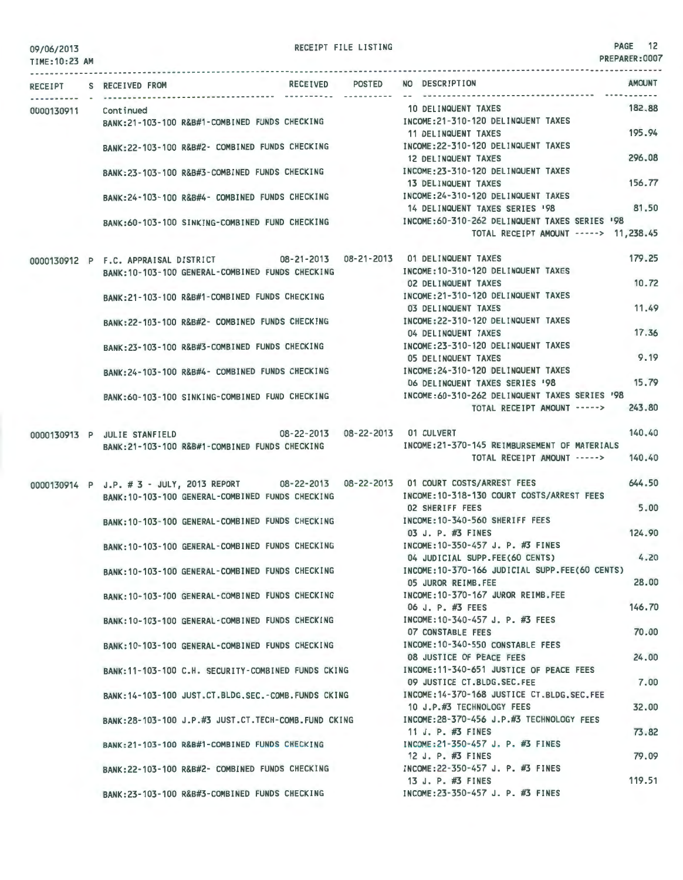RECEIPT FILE LISTING

09/06/2013
TIME:10:23 AM

PREPARER:0007

| RECEIPT | S | RECEIVED FROM | RECEIVED | POSTED | NO | DESCRIPTION | AMOUNT |
|---|---|---|---|---|---|---|---|
| 0000130911 | | Continued | | | 10 | DELINQUENT TAXES | 182.88 |
| | | BANK:21-103-100 R&B#1-COMBINED FUNDS CHECKING | | | | INCOME:21-310-120 DELINQUENT TAXES | |
| | | | | | 11 | DELINQUENT TAXES | 195.94 |
| | | BANK:22-103-100 R&B#2- COMBINED FUNDS CHECKING | | | | INCOME:22-310-120 DELINQUENT TAXES | |
| | | | | | 12 | DELINQUENT TAXES | 296.08 |
| | | BANK:23-103-100 R&B#3-COMBINED FUNDS CHECKING | | | | INCOME:23-310-120 DELINQUENT TAXES | |
| | | | | | 13 | DELINQUENT TAXES | 156.77 |
| | | BANK:24-103-100 R&B#4- COMBINED FUNDS CHECKING | | | | INCOME:24-310-120 DELINQUENT TAXES | |
| | | | | | 14 | DELINQUENT TAXES SERIES '98 | 81.50 |
| | | BANK:60-103-100 SINKING-COMBINED FUND CHECKING | | | | INCOME:60-310-262 DELINQUENT TAXES SERIES '98 | |
| | | | | | | TOTAL RECEIPT AMOUNT -----> | 11,238.45 |
| 0000130912 | P | F.C. APPRAISAL DISTRICT | 08-21-2013 | 08-21-2013 | 01 | DELINQUENT TAXES | 179.25 |
| | | BANK:10-103-100 GENERAL-COMBINED FUNDS CHECKING | | | | INCOME:10-310-120 DELINQUENT TAXES | |
| | | | | | 02 | DELINQUENT TAXES | 10.72 |
| | | BANK:21-103-100 R&B#1-COMBINED FUNDS CHECKING | | | | INCOME:21-310-120 DELINQUENT TAXES | |
| | | | | | 03 | DELINQUENT TAXES | 11.49 |
| | | BANK:22-103-100 R&B#2- COMBINED FUNDS CHECKING | | | | INCOME:22-310-120 DELINQUENT TAXES | |
| | | | | | 04 | DELINQUENT TAXES | 17.36 |
| | | BANK:23-103-100 R&B#3-COMBINED FUNDS CHECKING | | | | INCOME:23-310-120 DELINQUENT TAXES | |
| | | | | | 05 | DELINQUENT TAXES | 9.19 |
| | | BANK:24-103-100 R&B#4- COMBINED FUNDS CHECKING | | | | INCOME:24-310-120 DELINQUENT TAXES | |
| | | | | | 06 | DELINQUENT TAXES SERIES '98 | 15.79 |
| | | BANK:60-103-100 SINKING-COMBINED FUND CHECKING | | | | INCOME:60-310-262 DELINQUENT TAXES SERIES '98 | |
| | | | | | | TOTAL RECEIPT AMOUNT -----> | 243.80 |
| 0000130913 | P | JULIE STANFIELD | 08-22-2013 | 08-22-2013 | 01 | CULVERT | 140.40 |
| | | BANK:21-103-100 R&B#1-COMBINED FUNDS CHECKING | | | | INCOME:21-370-145 REIMBURSEMENT OF MATERIALS | |
| | | | | | | TOTAL RECEIPT AMOUNT -----> | 140.40 |
| 0000130914 | P | J.P. # 3 - JULY, 2013 REPORT | 08-22-2013 | 08-22-2013 | 01 | COURT COSTS/ARREST FEES | 644.50 |
| | | BANK:10-103-100 GENERAL-COMBINED FUNDS CHECKING | | | | INCOME:10-318-130 COURT COSTS/ARREST FEES | |
| | | | | | 02 | SHERIFF FEES | 5.00 |
| | | BANK:10-103-100 GENERAL-COMBINED FUNDS CHECKING | | | | INCOME:10-340-560 SHERIFF FEES | |
| | | | | | 03 | J. P. #3 FINES | 124.90 |
| | | BANK:10-103-100 GENERAL-COMBINED FUNDS CHECKING | | | | INCOME:10-350-457 J. P. #3 FINES | |
| | | | | | 04 | JUDICIAL SUPP.FEE(60 CENTS) | 4.20 |
| | | BANK:10-103-100 GENERAL-COMBINED FUNDS CHECKING | | | | INCOME:10-370-166 JUDICIAL SUPP.FEE(60 CENTS) | |
| | | | | | 05 | JUROR REIMB.FEE | 28.00 |
| | | BANK:10-103-100 GENERAL-COMBINED FUNDS CHECKING | | | | INCOME:10-370-167 JUROR REIMB.FEE | |
| | | | | | 06 | J. P. #3 FEES | 146.70 |
| | | BANK:10-103-100 GENERAL-COMBINED FUNDS CHECKING | | | | INCOME:10-340-457 J. P. #3 FEES | |
| | | | | | 07 | CONSTABLE FEES | 70.00 |
| | | BANK:10-103-100 GENERAL-COMBINED FUNDS CHECKING | | | | INCOME:10-340-550 CONSTABLE FEES | |
| | | | | | 08 | JUSTICE OF PEACE FEES | 24.00 |
| | | BANK:11-103-100 C.H. SECURITY-COMBINED FUNDS CKING | | | | INCOME:11-340-651 JUSTICE OF PEACE FEES | |
| | | | | | 09 | JUSTICE CT.BLDG.SEC.FEE | 7.00 |
| | | BANK:14-103-100 JUST.CT.BLDG.SEC.-COMB.FUNDS CKING | | | | INCOME:14-370-168 JUSTICE CT.BLDG.SEC.FEE | |
| | | | | | 10 | J.P.#3 TECHNOLOGY FEES | 32.00 |
| | | BANK:28-103-100 J.P.#3 JUST.CT.TECH-COMB.FUND CKING | | | | INCOME:28-370-456 J.P.#3 TECHNOLOGY FEES | |
| | | | | | 11 | J. P. #3 FINES | 73.82 |
| | | BANK:21-103-100 R&B#1-COMBINED FUNDS CHECKING | | | | INCOME:21-350-457 J. P. #3 FINES | |
| | | | | | 12 | J. P. #3 FINES | 79.09 |
| | | BANK:22-103-100 R&B#2- COMBINED FUNDS CHECKING | | | | INCOME:22-350-457 J. P. #3 FINES | |
| | | | | | 13 | J. P. #3 FINES | 119.51 |
| | | BANK:23-103-100 R&B#3-COMBINED FUNDS CHECKING | | | | INCOME:23-350-457 J. P. #3 FINES | |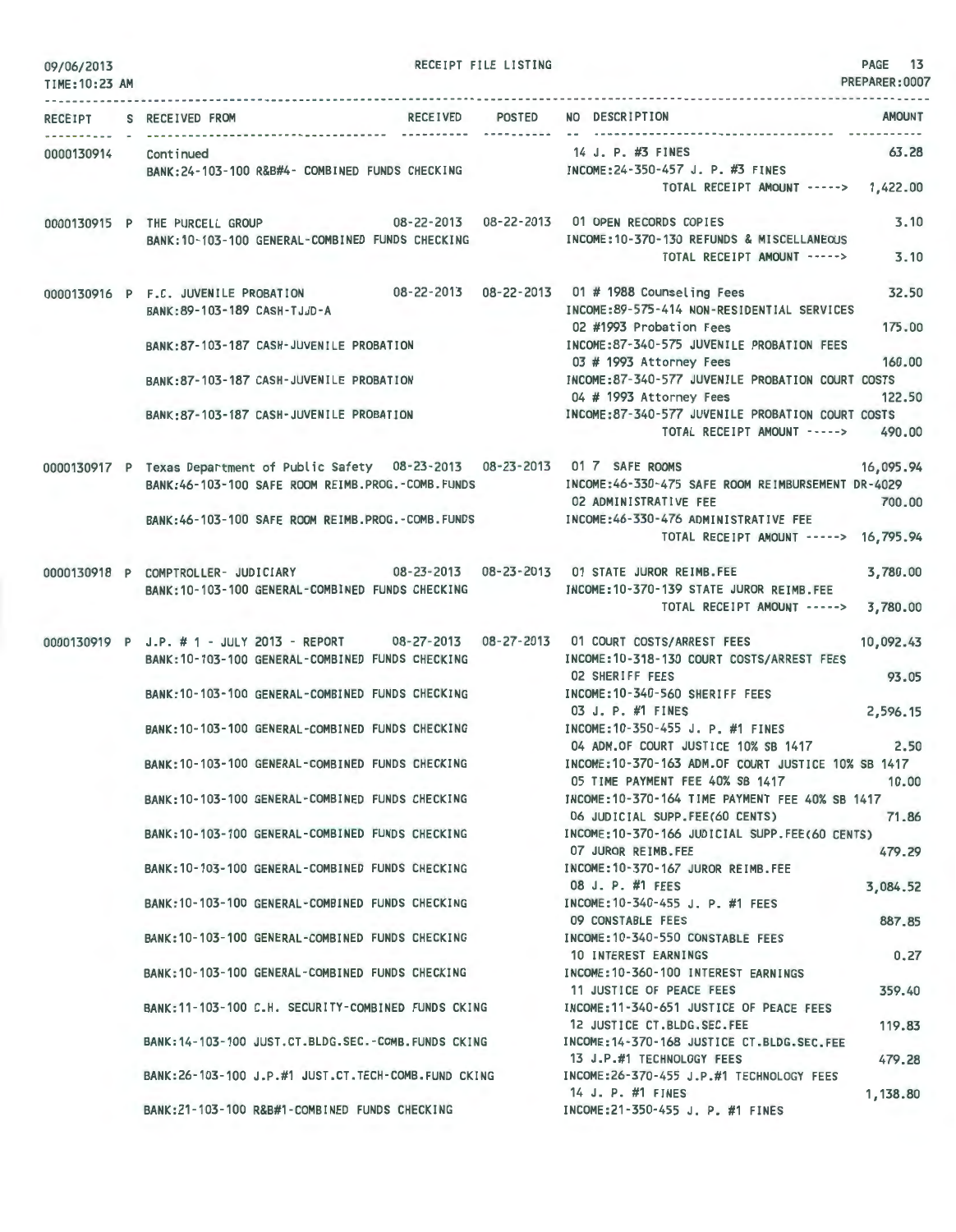RECEIPT FILE LISTING

| RECEIPT | S | RECEIVED FROM | RECEIVED | POSTED | NO | DESCRIPTION | AMOUNT |
|---|---|---|---|---|---|---|---|
| 0000130914 | | Continued | | | 14 | J. P. #3 FINES | 63.28 |
| | | BANK:24-103-100 R&B#4- COMBINED FUNDS CHECKING | | | | INCOME:24-350-457 J. P. #3 FINES | |
| | | | | | | TOTAL RECEIPT AMOUNT -----> | 1,422.00 |
| 0000130915 | P | THE PURCELL GROUP | 08-22-2013 | 08-22-2013 | 01 | OPEN RECORDS COPIES | 3.10 |
| | | BANK:10-103-100 GENERAL-COMBINED FUNDS CHECKING | | | | INCOME:10-370-130 REFUNDS & MISCELLANEOUS | |
| | | | | | | TOTAL RECEIPT AMOUNT -----> | 3.10 |
| 0000130916 | P | F.C. JUVENILE PROBATION | 08-22-2013 | 08-22-2013 | 01 | # 1988 Counseling Fees | 32.50 |
| | | BANK:89-103-189 CASH-TJJD-A | | | | INCOME:89-575-414 NON-RESIDENTIAL SERVICES | |
| | | | | | 02 | #1993 Probation Fees | 175.00 |
| | | BANK:87-103-187 CASH-JUVENILE PROBATION | | | | INCOME:87-340-575 JUVENILE PROBATION FEES | |
| | | | | | 03 | # 1993 Attorney Fees | 160.00 |
| | | BANK:87-103-187 CASH-JUVENILE PROBATION | | | | INCOME:87-340-577 JUVENILE PROBATION COURT COSTS | |
| | | | | | 04 | # 1993 Attorney Fees | 122.50 |
| | | BANK:87-103-187 CASH-JUVENILE PROBATION | | | | INCOME:87-340-577 JUVENILE PROBATION COURT COSTS | |
| | | | | | | TOTAL RECEIPT AMOUNT -----> | 490.00 |
| 0000130917 | P | Texas Department of Public Safety | 08-23-2013 | 08-23-2013 | 01 | 7 SAFE ROOMS | 16,095.94 |
| | | BANK:46-103-100 SAFE ROOM REIMB.PROG.-COMB.FUNDS | | | | INCOME:46-330-475 SAFE ROOM REIMBURSEMENT DR-4029 | |
| | | | | | 02 | ADMINISTRATIVE FEE | 700.00 |
| | | BANK:46-103-100 SAFE ROOM REIMB.PROG.-COMB.FUNDS | | | | INCOME:46-330-476 ADMINISTRATIVE FEE | |
| | | | | | | TOTAL RECEIPT AMOUNT -----> | 16,795.94 |
| 0000130918 | P | COMPTROLLER- JUDICIARY | 08-23-2013 | 08-23-2013 | 01 | STATE JUROR REIMB.FEE | 3,780.00 |
| | | BANK:10-103-100 GENERAL-COMBINED FUNDS CHECKING | | | | INCOME:10-370-139 STATE JUROR REIMB.FEE | |
| | | | | | | TOTAL RECEIPT AMOUNT -----> | 3,780.00 |
| 0000130919 | P | J.P. # 1 - JULY 2013 - REPORT | 08-27-2013 | 08-27-2013 | 01 | COURT COSTS/ARREST FEES | 10,092.43 |
| | | BANK:10-103-100 GENERAL-COMBINED FUNDS CHECKING | | | | INCOME:10-318-130 COURT COSTS/ARREST FEES | |
| | | | | | 02 | SHERIFF FEES | 93.05 |
| | | BANK:10-103-100 GENERAL-COMBINED FUNDS CHECKING | | | | INCOME:10-340-560 SHERIFF FEES | |
| | | | | | 03 | J. P. #1 FINES | 2,596.15 |
| | | BANK:10-103-100 GENERAL-COMBINED FUNDS CHECKING | | | | INCOME:10-350-455 J. P. #1 FINES | |
| | | | | | 04 | ADM.OF COURT JUSTICE 10% SB 1417 | 2.50 |
| | | BANK:10-103-100 GENERAL-COMBINED FUNDS CHECKING | | | | INCOME:10-370-163 ADM.OF COURT JUSTICE 10% SB 1417 | |
| | | | | | 05 | TIME PAYMENT FEE 40% SB 1417 | 10.00 |
| | | BANK:10-103-100 GENERAL-COMBINED FUNDS CHECKING | | | | INCOME:10-370-164 TIME PAYMENT FEE 40% SB 1417 | |
| | | | | | 06 | JUDICIAL SUPP.FEE(60 CENTS) | 71.86 |
| | | BANK:10-103-100 GENERAL-COMBINED FUNDS CHECKING | | | | INCOME:10-370-166 JUDICIAL SUPP.FEE(60 CENTS) | |
| | | | | | 07 | JUROR REIMB.FEE | 479.29 |
| | | BANK:10-103-100 GENERAL-COMBINED FUNDS CHECKING | | | | INCOME:10-370-167 JUROR REIMB.FEE | |
| | | | | | 08 | J. P. #1 FEES | 3,084.52 |
| | | BANK:10-103-100 GENERAL-COMBINED FUNDS CHECKING | | | | INCOME:10-340-455 J. P. #1 FEES | |
| | | | | | 09 | CONSTABLE FEES | 887.85 |
| | | BANK:10-103-100 GENERAL-COMBINED FUNDS CHECKING | | | | INCOME:10-340-550 CONSTABLE FEES | |
| | | | | | 10 | INTEREST EARNINGS | 0.27 |
| | | BANK:10-103-100 GENERAL-COMBINED FUNDS CHECKING | | | | INCOME:10-360-100 INTEREST EARNINGS | |
| | | | | | 11 | JUSTICE OF PEACE FEES | 359.40 |
| | | BANK:11-103-100 C.H. SECURITY-COMBINED FUNDS CKING | | | | INCOME:11-340-651 JUSTICE OF PEACE FEES | |
| | | | | | 12 | JUSTICE CT.BLDG.SEC.FEE | 119.83 |
| | | BANK:14-103-100 JUST.CT.BLDG.SEC.-COMB.FUNDS CKING | | | | INCOME:14-370-168 JUSTICE CT.BLDG.SEC.FEE | |
| | | | | | 13 | J.P.#1 TECHNOLOGY FEES | 479.28 |
| | | BANK:26-103-100 J.P.#1 JUST.CT.TECH-COMB.FUND CKING | | | | INCOME:26-370-455 J.P.#1 TECHNOLOGY FEES | |
| | | | | | 14 | J. P. #1 FINES | 1,138.80 |
| | | BANK:21-103-100 R&B#1-COMBINED FUNDS CHECKING | | | | INCOME:21-350-455 J. P. #1 FINES | |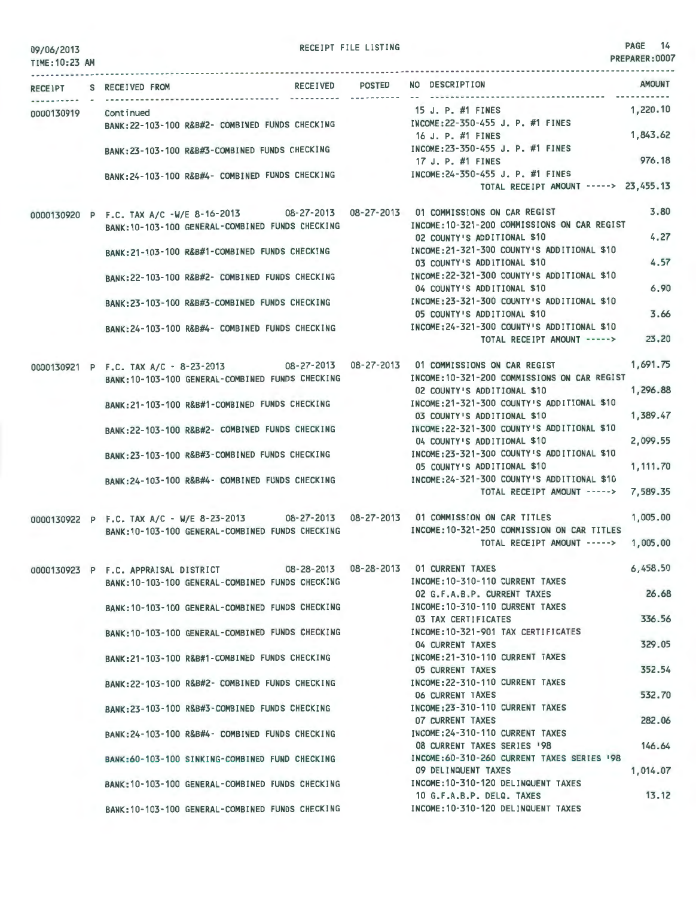RECEIPT FILE LISTING

09/06/2013
TIME:10:23 AM

PREPARER:0007

| RECEIPT | S | RECEIVED FROM | RECEIVED | POSTED | NO | DESCRIPTION | AMOUNT |
|---|---|---|---|---|---|---|---|
| 0000130919 | | Continued | | | 15 | J. P. #1 FINES | 1,220.10 |
| | | BANK:22-103-100 R&B#2- COMBINED FUNDS CHECKING | | | | INCOME:22-350-455 J. P. #1 FINES | |
| | | | | | 16 | J. P. #1 FINES | 1,843.62 |
| | | BANK:23-103-100 R&B#3-COMBINED FUNDS CHECKING | | | | INCOME:23-350-455 J. P. #1 FINES | |
| | | | | | 17 | J. P. #1 FINES | 976.18 |
| | | BANK:24-103-100 R&B#4- COMBINED FUNDS CHECKING | | | | INCOME:24-350-455 J. P. #1 FINES | |
| | | | | | | TOTAL RECEIPT AMOUNT -----> | 23,455.13 |
| 0000130920 | P | F.C. TAX A/C -W/E 8-16-2013 | 08-27-2013 | 08-27-2013 | 01 | COMMISSIONS ON CAR REGIST | 3.80 |
| | | BANK:10-103-100 GENERAL-COMBINED FUNDS CHECKING | | | | INCOME:10-321-200 COMMISSIONS ON CAR REGIST | |
| | | | | | 02 | COUNTY'S ADDITIONAL $10 | 4.27 |
| | | BANK:21-103-100 R&B#1-COMBINED FUNDS CHECKING | | | | INCOME:21-321-300 COUNTY'S ADDITIONAL $10 | |
| | | | | | 03 | COUNTY'S ADDITIONAL $10 | 4.57 |
| | | BANK:22-103-100 R&B#2- COMBINED FUNDS CHECKING | | | | INCOME:22-321-300 COUNTY'S ADDITIONAL $10 | |
| | | | | | 04 | COUNTY'S ADDITIONAL $10 | 6.90 |
| | | BANK:23-103-100 R&B#3-COMBINED FUNDS CHECKING | | | | INCOME:23-321-300 COUNTY'S ADDITIONAL $10 | |
| | | | | | 05 | COUNTY'S ADDITIONAL $10 | 3.66 |
| | | BANK:24-103-100 R&B#4- COMBINED FUNDS CHECKING | | | | INCOME:24-321-300 COUNTY'S ADDITIONAL $10 | |
| | | | | | | TOTAL RECEIPT AMOUNT -----> | 23.20 |
| 0000130921 | P | F.C. TAX A/C - 8-23-2013 | 08-27-2013 | 08-27-2013 | 01 | COMMISSIONS ON CAR REGIST | 1,691.75 |
| | | BANK:10-103-100 GENERAL-COMBINED FUNDS CHECKING | | | | INCOME:10-321-200 COMMISSIONS ON CAR REGIST | |
| | | | | | 02 | COUNTY'S ADDITIONAL $10 | 1,296.88 |
| | | BANK:21-103-100 R&B#1-COMBINED FUNDS CHECKING | | | | INCOME:21-321-300 COUNTY'S ADDITIONAL $10 | |
| | | | | | 03 | COUNTY'S ADDITIONAL $10 | 1,389.47 |
| | | BANK:22-103-100 R&B#2- COMBINED FUNDS CHECKING | | | | INCOME:22-321-300 COUNTY'S ADDITIONAL $10 | |
| | | | | | 04 | COUNTY'S ADDITIONAL $10 | 2,099.55 |
| | | BANK:23-103-100 R&B#3-COMBINED FUNDS CHECKING | | | | INCOME:23-321-300 COUNTY'S ADDITIONAL $10 | |
| | | | | | 05 | COUNTY'S ADDITIONAL $10 | 1,111.70 |
| | | BANK:24-103-100 R&B#4- COMBINED FUNDS CHECKING | | | | INCOME:24-321-300 COUNTY'S ADDITIONAL $10 | |
| | | | | | | TOTAL RECEIPT AMOUNT -----> | 7,589.35 |
| 0000130922 | P | F.C. TAX A/C - W/E 8-23-2013 | 08-27-2013 | 08-27-2013 | 01 | COMMISSION ON CAR TITLES | 1,005.00 |
| | | BANK:10-103-100 GENERAL-COMBINED FUNDS CHECKING | | | | INCOME:10-321-250 COMMISSION ON CAR TITLES | |
| | | | | | | TOTAL RECEIPT AMOUNT -----> | 1,005.00 |
| 0000130923 | P | F.C. APPRAISAL DISTRICT | 08-28-2013 | 08-28-2013 | 01 | CURRENT TAXES | 6,458.50 |
| | | BANK:10-103-100 GENERAL-COMBINED FUNDS CHECKING | | | | INCOME:10-310-110 CURRENT TAXES | |
| | | | | | 02 | G.F.A.B.P. CURRENT TAXES | 26.68 |
| | | BANK:10-103-100 GENERAL-COMBINED FUNDS CHECKING | | | | INCOME:10-310-110 CURRENT TAXES | |
| | | | | | 03 | TAX CERTIFICATES | 336.56 |
| | | BANK:10-103-100 GENERAL-COMBINED FUNDS CHECKING | | | | INCOME:10-321-901 TAX CERTIFICATES | |
| | | | | | 04 | CURRENT TAXES | 329.05 |
| | | BANK:21-103-100 R&B#1-COMBINED FUNDS CHECKING | | | | INCOME:21-310-110 CURRENT TAXES | |
| | | | | | 05 | CURRENT TAXES | 352.54 |
| | | BANK:22-103-100 R&B#2- COMBINED FUNDS CHECKING | | | | INCOME:22-310-110 CURRENT TAXES | |
| | | | | | 06 | CURRENT TAXES | 532.70 |
| | | BANK:23-103-100 R&B#3-COMBINED FUNDS CHECKING | | | | INCOME:23-310-110 CURRENT TAXES | |
| | | | | | 07 | CURRENT TAXES | 282.06 |
| | | BANK:24-103-100 R&B#4- COMBINED FUNDS CHECKING | | | | INCOME:24-310-110 CURRENT TAXES | |
| | | | | | 08 | CURRENT TAXES SERIES '98 | 146.64 |
| | | BANK:60-103-100 SINKING-COMBINED FUND CHECKING | | | | INCOME:60-310-260 CURRENT TAXES SERIES '98 | |
| | | | | | 09 | DELINQUENT TAXES | 1,014.07 |
| | | BANK:10-103-100 GENERAL-COMBINED FUNDS CHECKING | | | | INCOME:10-310-120 DELINQUENT TAXES | |
| | | | | | 10 | G.F.A.B.P. DELQ. TAXES | 13.12 |
| | | BANK:10-103-100 GENERAL-COMBINED FUNDS CHECKING | | | | INCOME:10-310-120 DELINQUENT TAXES | |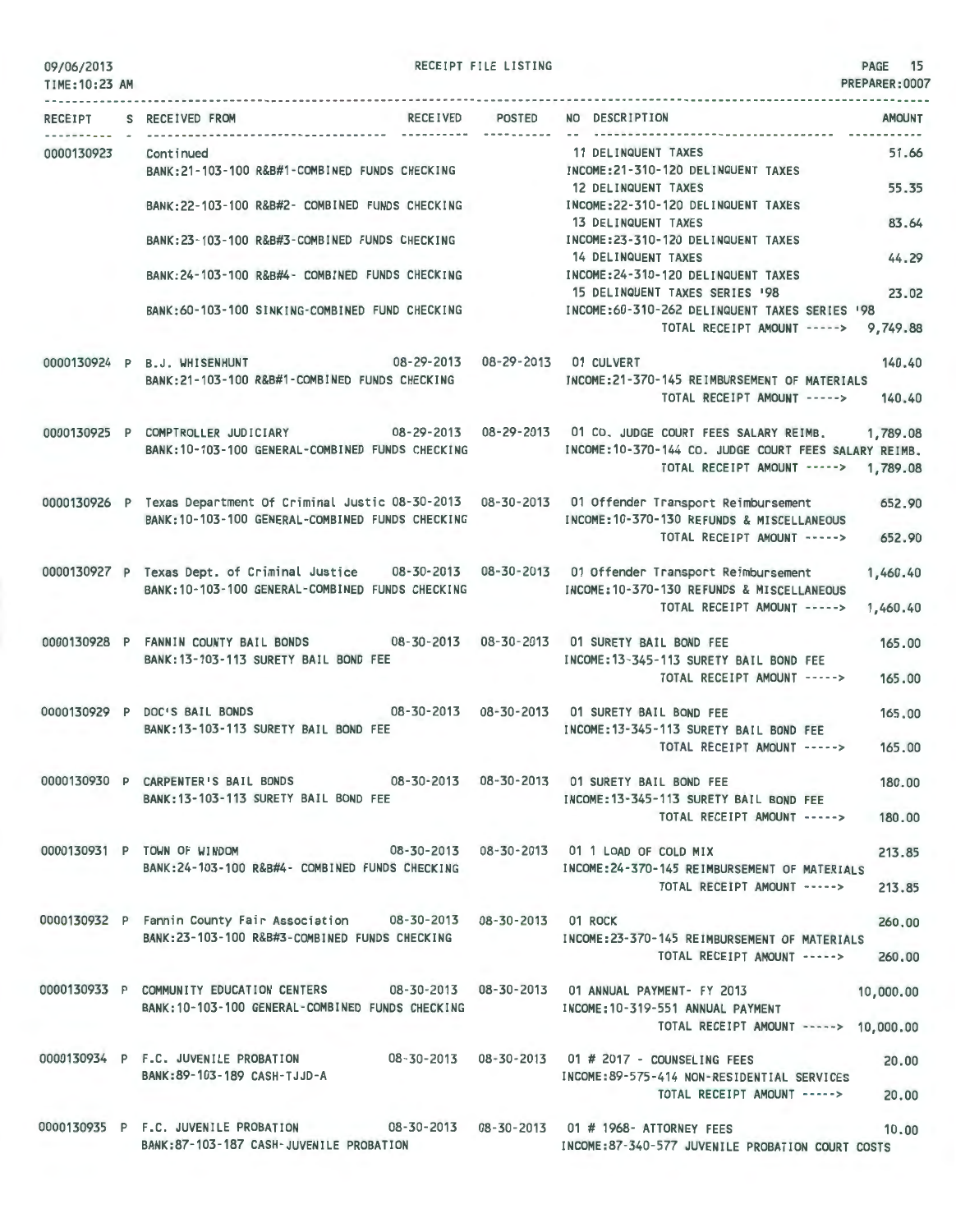09/06/2013 RECEIPT FILE LISTING PAGE 15
TIME:10:23 AM PREPARER:0007

| RECEIPT | S | RECEIVED FROM | RECEIVED | POSTED | NO | DESCRIPTION | AMOUNT |
|---|---|---|---|---|---|---|---|
| 0000130923 | | Continued | | | 11 | DELINQUENT TAXES | 51.66 |
| | | BANK:21-103-100 R&B#1-COMBINED FUNDS CHECKING | | | | INCOME:21-310-120 DELINQUENT TAXES | |
| | | | | | 12 | DELINQUENT TAXES | 55.35 |
| | | BANK:22-103-100 R&B#2- COMBINED FUNDS CHECKING | | | | INCOME:22-310-120 DELINQUENT TAXES | |
| | | | | | 13 | DELINQUENT TAXES | 83.64 |
| | | BANK:23-103-100 R&B#3-COMBINED FUNDS CHECKING | | | | INCOME:23-310-120 DELINQUENT TAXES | |
| | | | | | 14 | DELINQUENT TAXES | 44.29 |
| | | BANK:24-103-100 R&B#4- COMBINED FUNDS CHECKING | | | | INCOME:24-310-120 DELINQUENT TAXES | |
| | | | | | 15 | DELINQUENT TAXES SERIES '98 | 23.02 |
| | | BANK:60-103-100 SINKING-COMBINED FUND CHECKING | | | | INCOME:60-310-262 DELINQUENT TAXES SERIES '98 | |
| | | | | | | TOTAL RECEIPT AMOUNT -----> | 9,749.88 |
| 0000130924 | P | B.J. WHISENHUNT | 08-29-2013 | 08-29-2013 | 01 | CULVERT | 140.40 |
| | | BANK:21-103-100 R&B#1-COMBINED FUNDS CHECKING | | | | INCOME:21-370-145 REIMBURSEMENT OF MATERIALS | |
| | | | | | | TOTAL RECEIPT AMOUNT -----> | 140.40 |
| 0000130925 | P | COMPTROLLER JUDICIARY | 08-29-2013 | 08-29-2013 | 01 | CO. JUDGE COURT FEES SALARY REIMB. | 1,789.08 |
| | | BANK:10-103-100 GENERAL-COMBINED FUNDS CHECKING | | | | INCOME:10-370-144 CO. JUDGE COURT FEES SALARY REIMB. | |
| | | | | | | TOTAL RECEIPT AMOUNT -----> | 1,789.08 |
| 0000130926 | P | Texas Department Of Criminal Justic | 08-30-2013 | 08-30-2013 | 01 | Offender Transport Reimbursement | 652.90 |
| | | BANK:10-103-100 GENERAL-COMBINED FUNDS CHECKING | | | | INCOME:10-370-130 REFUNDS & MISCELLANEOUS | |
| | | | | | | TOTAL RECEIPT AMOUNT -----> | 652.90 |
| 0000130927 | P | Texas Dept. of Criminal Justice | 08-30-2013 | 08-30-2013 | 01 | Offender Transport Reimbursement | 1,460.40 |
| | | BANK:10-103-100 GENERAL-COMBINED FUNDS CHECKING | | | | INCOME:10-370-130 REFUNDS & MISCELLANEOUS | |
| | | | | | | TOTAL RECEIPT AMOUNT -----> | 1,460.40 |
| 0000130928 | P | FANNIN COUNTY BAIL BONDS | 08-30-2013 | 08-30-2013 | 01 | SURETY BAIL BOND FEE | 165.00 |
| | | BANK:13-103-113 SURETY BAIL BOND FEE | | | | INCOME:13-345-113 SURETY BAIL BOND FEE | |
| | | | | | | TOTAL RECEIPT AMOUNT -----> | 165.00 |
| 0000130929 | P | DOC'S BAIL BONDS | 08-30-2013 | 08-30-2013 | 01 | SURETY BAIL BOND FEE | 165.00 |
| | | BANK:13-103-113 SURETY BAIL BOND FEE | | | | INCOME:13-345-113 SURETY BAIL BOND FEE | |
| | | | | | | TOTAL RECEIPT AMOUNT -----> | 165.00 |
| 0000130930 | P | CARPENTER'S BAIL BONDS | 08-30-2013 | 08-30-2013 | 01 | SURETY BAIL BOND FEE | 180.00 |
| | | BANK:13-103-113 SURETY BAIL BOND FEE | | | | INCOME:13-345-113 SURETY BAIL BOND FEE | |
| | | | | | | TOTAL RECEIPT AMOUNT -----> | 180.00 |
| 0000130931 | P | TOWN OF WINDOM | 08-30-2013 | 08-30-2013 | 01 | 1 LOAD OF COLD MIX | 213.85 |
| | | BANK:24-103-100 R&B#4- COMBINED FUNDS CHECKING | | | | INCOME:24-370-145 REIMBURSEMENT OF MATERIALS | |
| | | | | | | TOTAL RECEIPT AMOUNT -----> | 213.85 |
| 0000130932 | P | Fannin County Fair Association | 08-30-2013 | 08-30-2013 | 01 | ROCK | 260.00 |
| | | BANK:23-103-100 R&B#3-COMBINED FUNDS CHECKING | | | | INCOME:23-370-145 REIMBURSEMENT OF MATERIALS | |
| | | | | | | TOTAL RECEIPT AMOUNT -----> | 260.00 |
| 0000130933 | P | COMMUNITY EDUCATION CENTERS | 08-30-2013 | 08-30-2013 | 01 | ANNUAL PAYMENT- FY 2013 | 10,000.00 |
| | | BANK:10-103-100 GENERAL-COMBINED FUNDS CHECKING | | | | INCOME:10-319-551 ANNUAL PAYMENT | |
| | | | | | | TOTAL RECEIPT AMOUNT -----> | 10,000.00 |
| 0000130934 | P | F.C. JUVENILE PROBATION | 08-30-2013 | 08-30-2013 | 01 | # 2017 - COUNSELING FEES | 20.00 |
| | | BANK:89-103-189 CASH-TJJD-A | | | | INCOME:89-575-414 NON-RESIDENTIAL SERVICES | |
| | | | | | | TOTAL RECEIPT AMOUNT -----> | 20.00 |
| 0000130935 | P | F.C. JUVENILE PROBATION | 08-30-2013 | 08-30-2013 | 01 | # 1968- ATTORNEY FEES | 10.00 |
| | | BANK:87-103-187 CASH-JUVENILE PROBATION | | | | INCOME:87-340-577 JUVENILE PROBATION COURT COSTS | |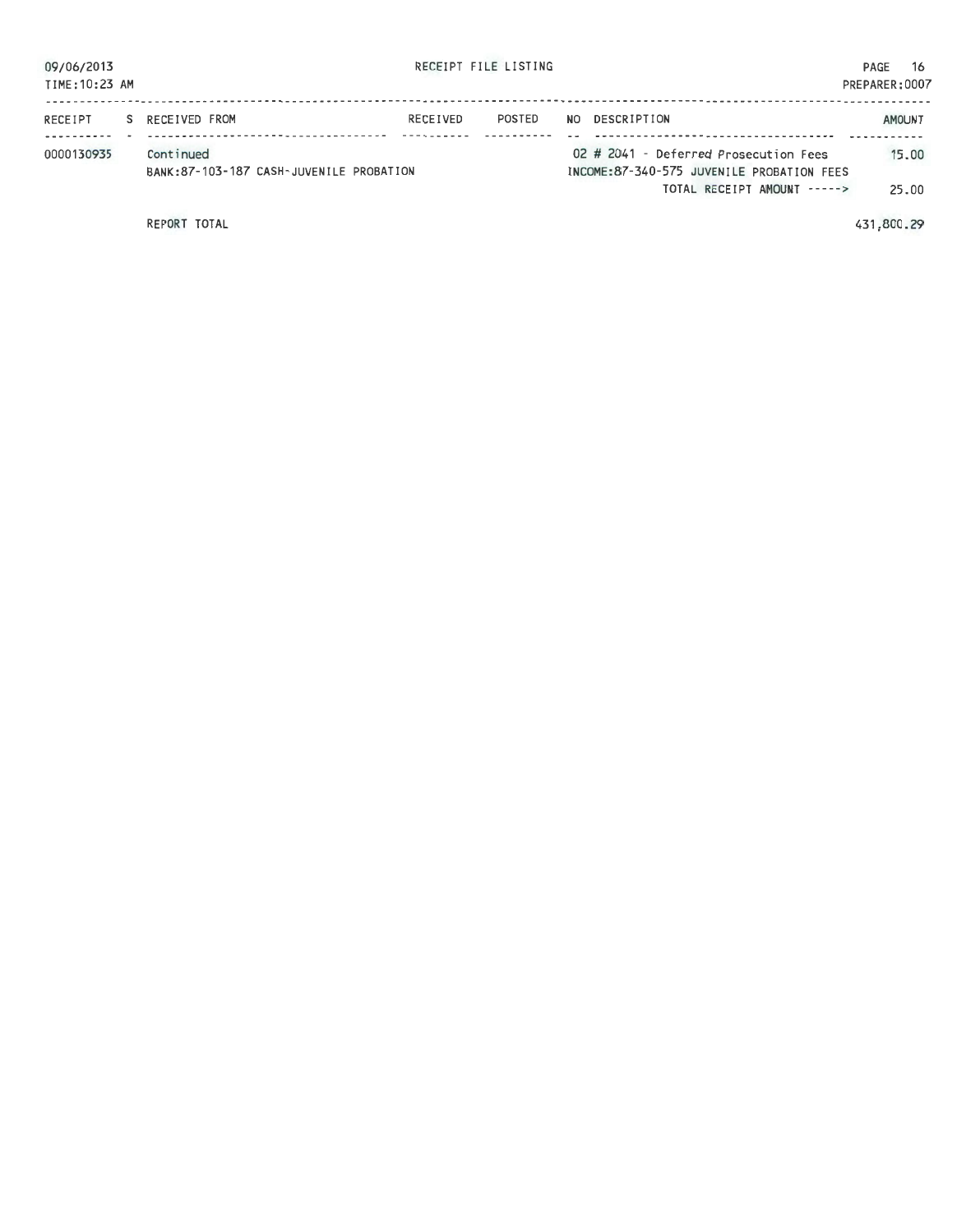RECEIPT FILE LISTING

| RECEIPT | S | RECEIVED FROM | RECEIVED | POSTED | NO | DESCRIPTION | AMOUNT |
|---|---|---|---|---|---|---|---|
| 0000130935 | | Continued | | | 02 | # 2041 - Deferred Prosecution Fees | 15.00 |
| | | BANK:87-103-187 CASH-JUVENILE PROBATION | | | | INCOME:87-340-575 JUVENILE PROBATION FEES | |
| | | | | | | TOTAL RECEIPT AMOUNT -----> | 25.00 |
| | | REPORT TOTAL | | | | | 431,800.29 |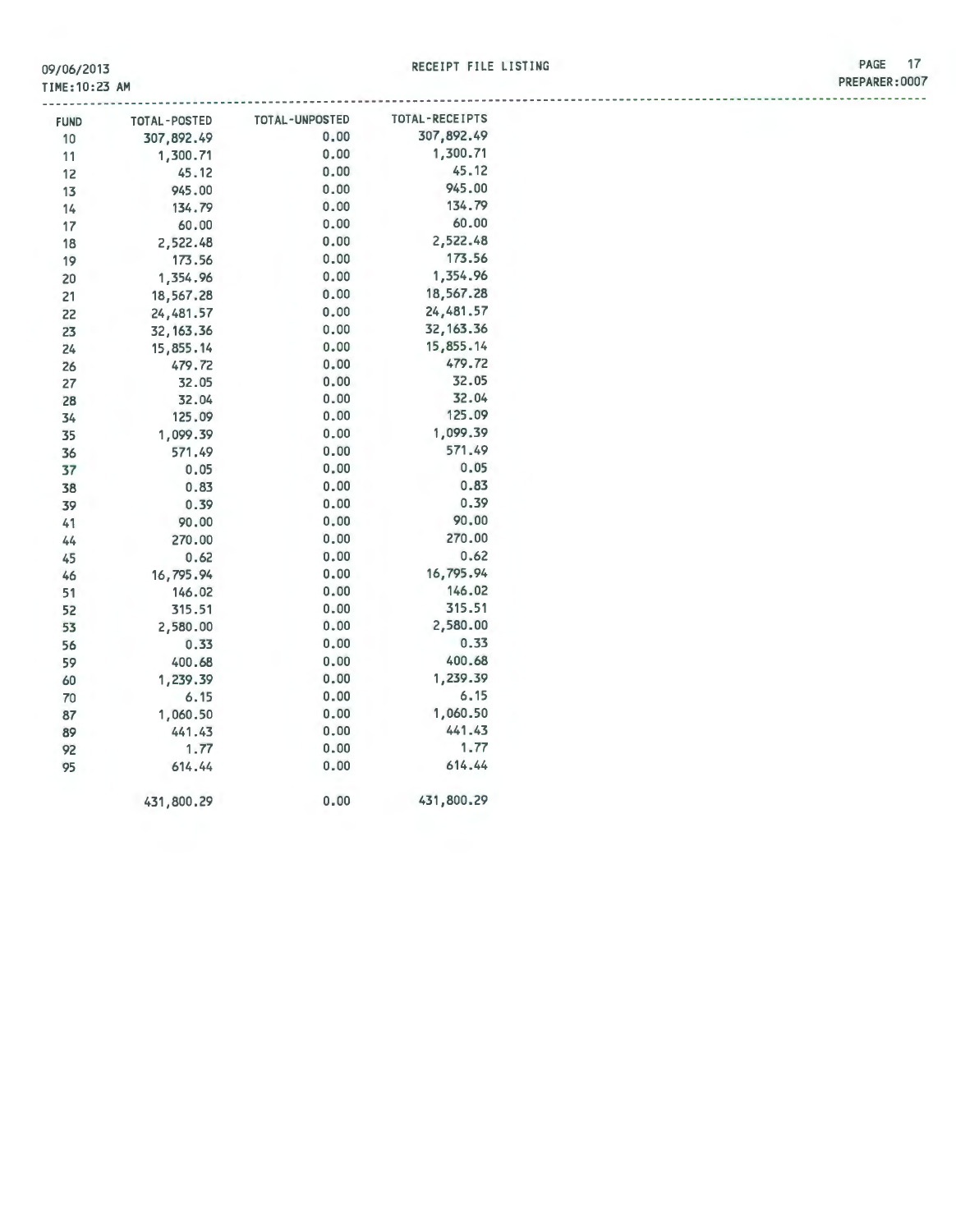09/06/2013
TIME:10:23 AM

RECEIPT FILE LISTING

PAGE 17
PREPARER:0007

| FUND | TOTAL-POSTED | TOTAL-UNPOSTED | TOTAL-RECEIPTS |
|---|---|---|---|
| 10 | 307,892.49 | 0.00 | 307,892.49 |
| 11 | 1,300.71 | 0.00 | 1,300.71 |
| 12 | 45.12 | 0.00 | 45.12 |
| 13 | 945.00 | 0.00 | 945.00 |
| 14 | 134.79 | 0.00 | 134.79 |
| 17 | 60.00 | 0.00 | 60.00 |
| 18 | 2,522.48 | 0.00 | 2,522.48 |
| 19 | 173.56 | 0.00 | 173.56 |
| 20 | 1,354.96 | 0.00 | 1,354.96 |
| 21 | 18,567.28 | 0.00 | 18,567.28 |
| 22 | 24,481.57 | 0.00 | 24,481.57 |
| 23 | 32,163.36 | 0.00 | 32,163.36 |
| 24 | 15,855.14 | 0.00 | 15,855.14 |
| 26 | 479.72 | 0.00 | 479.72 |
| 27 | 32.05 | 0.00 | 32.05 |
| 28 | 32.04 | 0.00 | 32.04 |
| 34 | 125.09 | 0.00 | 125.09 |
| 35 | 1,099.39 | 0.00 | 1,099.39 |
| 36 | 571.49 | 0.00 | 571.49 |
| 37 | 0.05 | 0.00 | 0.05 |
| 38 | 0.83 | 0.00 | 0.83 |
| 39 | 0.39 | 0.00 | 0.39 |
| 41 | 90.00 | 0.00 | 90.00 |
| 44 | 270.00 | 0.00 | 270.00 |
| 45 | 0.62 | 0.00 | 0.62 |
| 46 | 16,795.94 | 0.00 | 16,795.94 |
| 51 | 146.02 | 0.00 | 146.02 |
| 52 | 315.51 | 0.00 | 315.51 |
| 53 | 2,580.00 | 0.00 | 2,580.00 |
| 56 | 0.33 | 0.00 | 0.33 |
| 59 | 400.68 | 0.00 | 400.68 |
| 60 | 1,239.39 | 0.00 | 1,239.39 |
| 70 | 6.15 | 0.00 | 6.15 |
| 87 | 1,060.50 | 0.00 | 1,060.50 |
| 89 | 441.43 | 0.00 | 441.43 |
| 92 | 1.77 | 0.00 | 1.77 |
| 95 | 614.44 | 0.00 | 614.44 |
| | 431,800.29 | 0.00 | 431,800.29 |